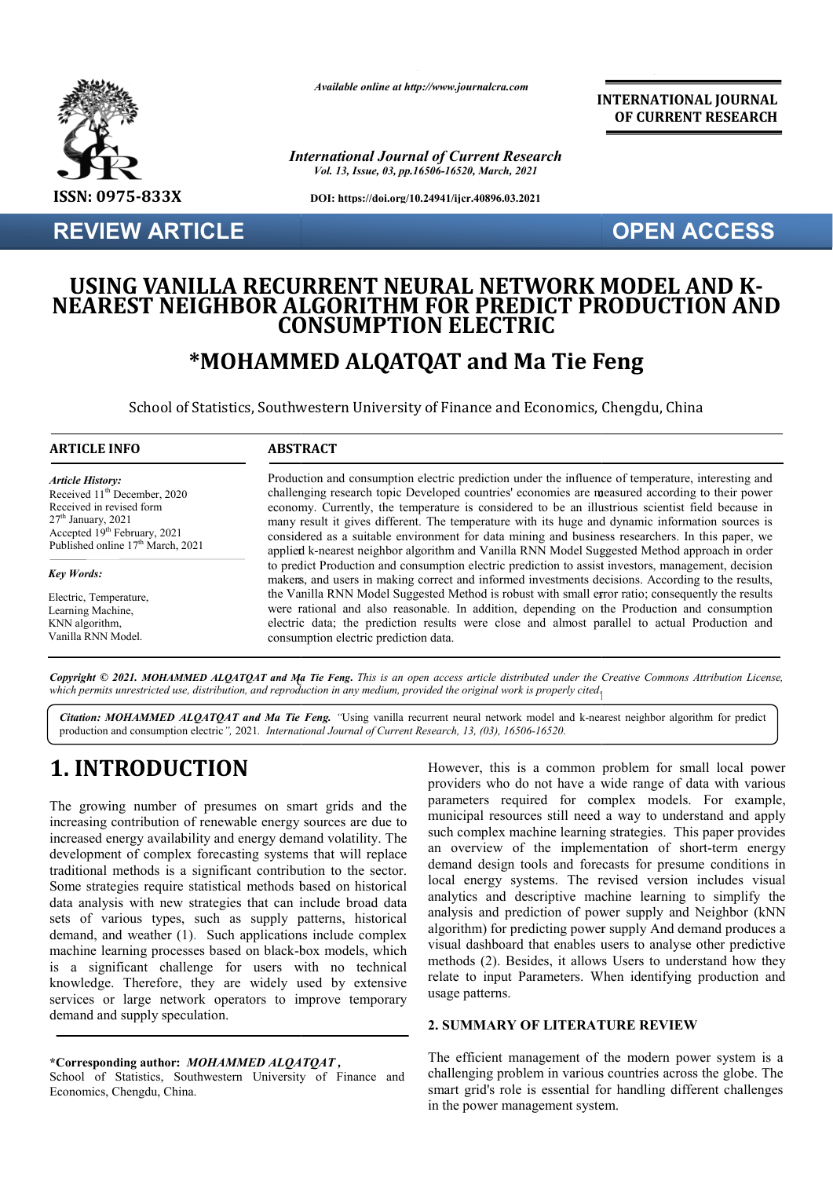Available online at http://www.journalcra.com

International Journal of Current Research

DOI: https://doi.org/10.24941/ijcr.40896.03.2021

INTERNATIONAL JOURNAL OF CURRENT RESEARCH

ISSN: 0975-833X

REVIEW ARTICLE

OPEN ACCESS

# USING VANILLA RECURRENT NEURAL NETWORK MODEL AND K-NEAREST NEIGHBOR ALGORITHM FOR PREDICT PRODUCTION AND CONSUMPTION ELECTRIC

## *MOHAMMED ALQATQAT and Ma Tie Feng

School of Statistics, Southwestern University of Finance and Economics, Chengdu, China

**ARTICLE INFO**

*Article History:*
Received 11th December, 2020
Received in revised form
27th January, 2021
Accepted 19th February, 2021
Published online 17th March, 2021

*Key Words:*
Electric, Temperature, Learning Machine, KNN algorithm, Vanilla RNN Model.

**ABSTRACT**

Production and consumption electric prediction under the influence of temperature, interesting and challenging research topic Developed countries' economies are measured according to their power economy. Currently, the temperature is considered to be an illustrious scientist field because in many result it gives different. The temperature with its huge and dynamic information sources is considered as a suitable environment for data mining and business researchers. In this paper, we applied k-nearest neighbor algorithm and Vanilla RNN Model Suggested Method approach in order to predict Production and consumption electric prediction to assist investors, management, decision makers, and users in making correct and informed investments decisions. According to the results, the Vanilla RNN Model Suggested Method is robust with small error ratio; consequently the results were rational and also reasonable. In addition, depending on the Production and consumption electric data; the prediction results were close and almost parallel to actual Production and consumption electric prediction data.

***Copyright © 2021. MOHAMMED ALQATQAT and Ma Tie Feng.** This is an open access article distributed under the Creative Commons Attribution License, which permits unrestricted use, distribution, and reproduction in any medium, provided the original work is properly cited.*

***Citation: MOHAMMED ALQATQAT and Ma Tie Feng.** "Using vanilla recurrent neural network model and k-nearest neighbor algorithm for predict production and consumption electric", 2021. International Journal of Current Research, 13, (03), 16506-16520.*

# 1. INTRODUCTION

The growing number of presumes on smart grids and the increasing contribution of renewable energy sources are due to increased energy availability and energy demand volatility. The development of complex forecasting systems that will replace traditional methods is a significant contribution to the sector. Some strategies require statistical methods based on historical data analysis with new strategies that can include broad data sets of various types, such as supply patterns, historical demand, and weather (1). Such applications include complex machine learning processes based on black-box models, which is a significant challenge for users with no technical knowledge. Therefore, they are widely used by extensive services or large network operators to improve temporary demand and supply speculation.

However, this is a common problem for small local power providers who do not have a wide range of data with various parameters required for complex models. For example, municipal resources still need a way to understand and apply such complex machine learning strategies. This paper provides an overview of the implementation of short-term energy demand design tools and forecasts for presume conditions in local energy systems. The revised version includes visual analytics and descriptive machine learning to simplify the analysis and prediction of power supply and Neighbor (kNN algorithm) for predicting power supply And demand produces a visual dashboard that enables users to analyse other predictive methods (2). Besides, it allows Users to understand how they relate to input Parameters. When identifying production and usage patterns.

## 2. SUMMARY OF LITERATURE REVIEW

The efficient management of the modern power system is a challenging problem in various countries across the globe. The smart grid's role is essential for handling different challenges in the power management system.

***Corresponding author: *MOHAMMED ALQATQAT*,**
School of Statistics, Southwestern University of Finance and Economics, Chengdu, China.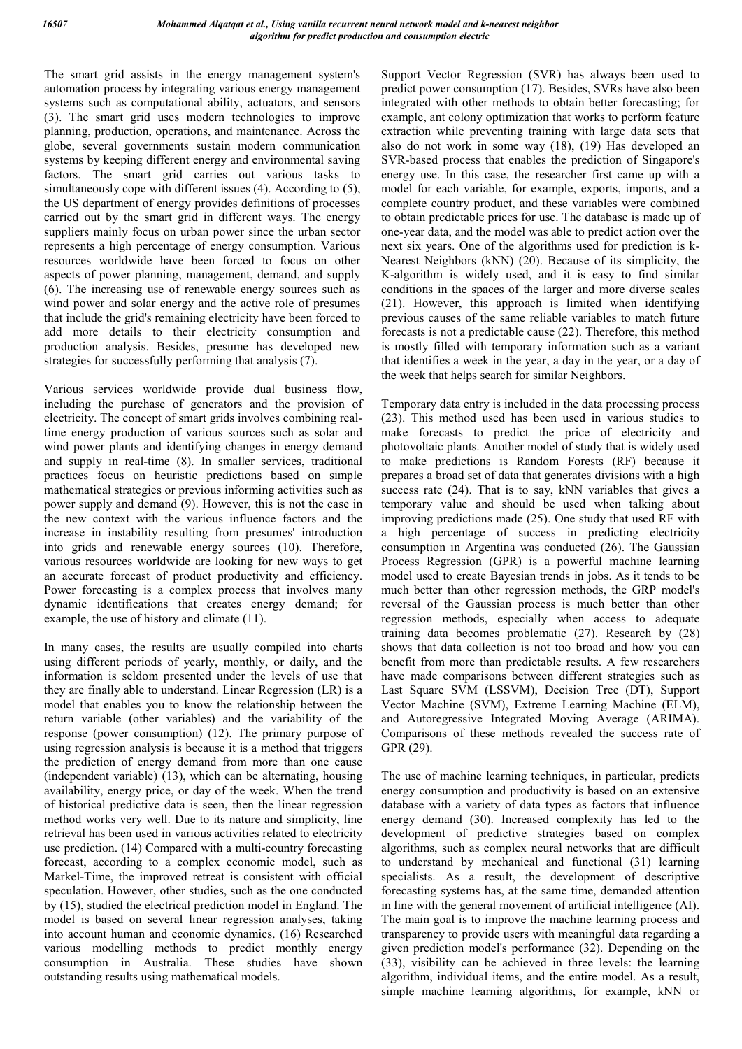The smart grid assists in the energy management system's automation process by integrating various energy management systems such as computational ability, actuators, and sensors (3). The smart grid uses modern technologies to improve planning, production, operations, and maintenance. Across the globe, several governments sustain modern communication systems by keeping different energy and environmental saving factors. The smart grid carries out various tasks to simultaneously cope with different issues (4). According to (5), the US department of energy provides definitions of processes carried out by the smart grid in different ways. The energy suppliers mainly focus on urban power since the urban sector represents a high percentage of energy consumption. Various resources worldwide have been forced to focus on other aspects of power planning, management, demand, and supply (6). The increasing use of renewable energy sources such as wind power and solar energy and the active role of presumes that include the grid's remaining electricity have been forced to add more details to their electricity consumption and production analysis. Besides, presume has developed new strategies for successfully performing that analysis (7).

Various services worldwide provide dual business flow, including the purchase of generators and the provision of electricity. The concept of smart grids involves combining real-time energy production of various sources such as solar and wind power plants and identifying changes in energy demand and supply in real-time (8). In smaller services, traditional practices focus on heuristic predictions based on simple mathematical strategies or previous informing activities such as power supply and demand (9). However, this is not the case in the new context with the various influence factors and the increase in instability resulting from presumes' introduction into grids and renewable energy sources (10). Therefore, various resources worldwide are looking for new ways to get an accurate forecast of product productivity and efficiency. Power forecasting is a complex process that involves many dynamic identifications that creates energy demand; for example, the use of history and climate (11).

In many cases, the results are usually compiled into charts using different periods of yearly, monthly, or daily, and the information is seldom presented under the levels of use that they are finally able to understand. Linear Regression (LR) is a model that enables you to know the relationship between the return variable (other variables) and the variability of the response (power consumption) (12). The primary purpose of using regression analysis is because it is a method that triggers the prediction of energy demand from more than one cause (independent variable) (13), which can be alternating, housing availability, energy price, or day of the week. When the trend of historical predictive data is seen, then the linear regression method works very well. Due to its nature and simplicity, line retrieval has been used in various activities related to electricity use prediction. (14) Compared with a multi-country forecasting forecast, according to a complex economic model, such as Markel-Time, the improved retreat is consistent with official speculation. However, other studies, such as the one conducted by (15), studied the electrical prediction model in England. The model is based on several linear regression analyses, taking into account human and economic dynamics. (16) Researched various modelling methods to predict monthly energy consumption in Australia. These studies have shown outstanding results using mathematical models.

Support Vector Regression (SVR) has always been used to predict power consumption (17). Besides, SVRs have also been integrated with other methods to obtain better forecasting; for example, ant colony optimization that works to perform feature extraction while preventing training with large data sets that also do not work in some way (18), (19) Has developed an SVR-based process that enables the prediction of Singapore's energy use. In this case, the researcher first came up with a model for each variable, for example, exports, imports, and a complete country product, and these variables were combined to obtain predictable prices for use. The database is made up of one-year data, and the model was able to predict action over the next six years. One of the algorithms used for prediction is k-Nearest Neighbors (kNN) (20). Because of its simplicity, the K-algorithm is widely used, and it is easy to find similar conditions in the spaces of the larger and more diverse scales (21). However, this approach is limited when identifying previous causes of the same reliable variables to match future forecasts is not a predictable cause (22). Therefore, this method is mostly filled with temporary information such as a variant that identifies a week in the year, a day in the year, or a day of the week that helps search for similar Neighbors.

Temporary data entry is included in the data processing process (23). This method used has been used in various studies to make forecasts to predict the price of electricity and photovoltaic plants. Another model of study that is widely used to make predictions is Random Forests (RF) because it prepares a broad set of data that generates divisions with a high success rate (24). That is to say, kNN variables that gives a temporary value and should be used when talking about improving predictions made (25). One study that used RF with a high percentage of success in predicting electricity consumption in Argentina was conducted (26). The Gaussian Process Regression (GPR) is a powerful machine learning model used to create Bayesian trends in jobs. As it tends to be much better than other regression methods, the GRP model's reversal of the Gaussian process is much better than other regression methods, especially when access to adequate training data becomes problematic (27). Research by (28) shows that data collection is not too broad and how you can benefit from more than predictable results. A few researchers have made comparisons between different strategies such as Last Square SVM (LSSVM), Decision Tree (DT), Support Vector Machine (SVM), Extreme Learning Machine (ELM), and Autoregressive Integrated Moving Average (ARIMA). Comparisons of these methods revealed the success rate of GPR (29).

The use of machine learning techniques, in particular, predicts energy consumption and productivity is based on an extensive database with a variety of data types as factors that influence energy demand (30). Increased complexity has led to the development of predictive strategies based on complex algorithms, such as complex neural networks that are difficult to understand by mechanical and functional (31) learning specialists. As a result, the development of descriptive forecasting systems has, at the same time, demanded attention in line with the general movement of artificial intelligence (AI). The main goal is to improve the machine learning process and transparency to provide users with meaningful data regarding a given prediction model's performance (32). Depending on the (33), visibility can be achieved in three levels: the learning algorithm, individual items, and the entire model. As a result, simple machine learning algorithms, for example, kNN or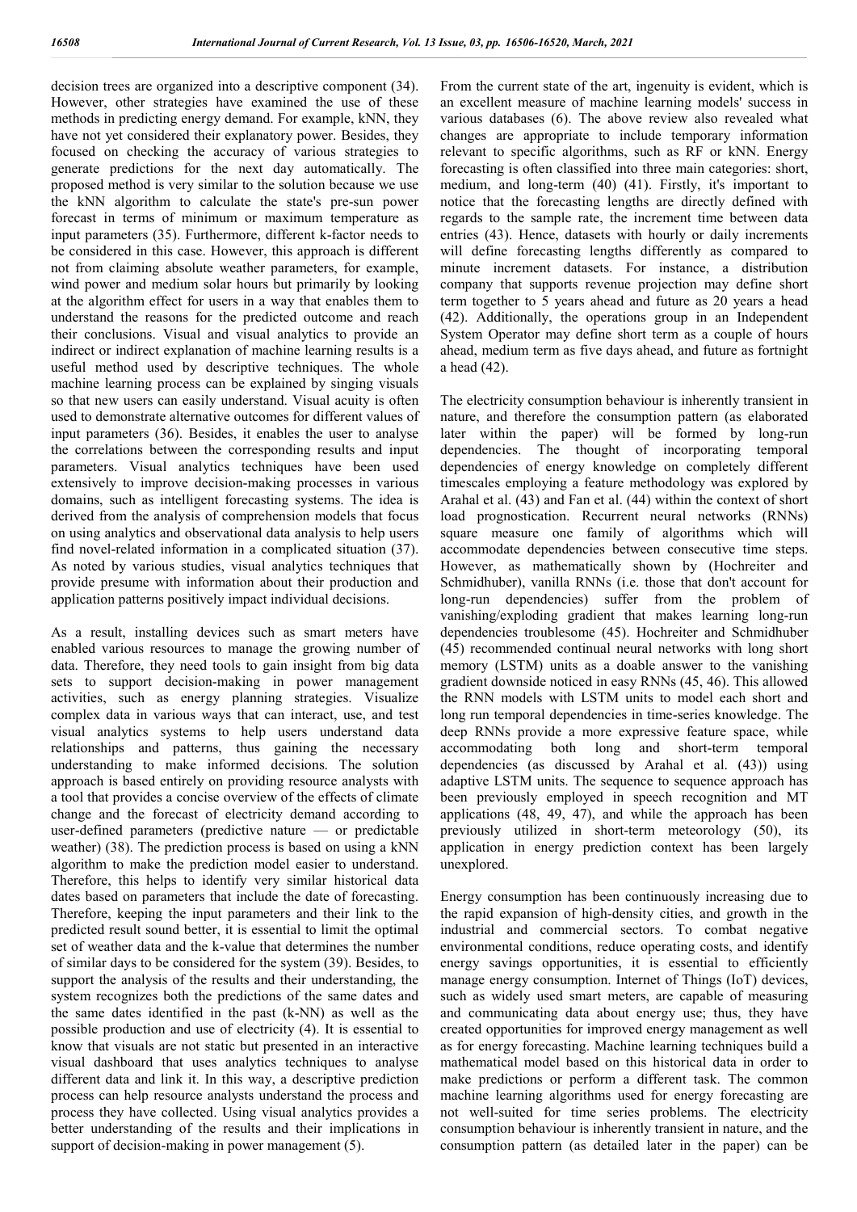decision trees are organized into a descriptive component (34). However, other strategies have examined the use of these methods in predicting energy demand. For example, kNN, they have not yet considered their explanatory power. Besides, they focused on checking the accuracy of various strategies to generate predictions for the next day automatically. The proposed method is very similar to the solution because we use the kNN algorithm to calculate the state's pre-sun power forecast in terms of minimum or maximum temperature as input parameters (35). Furthermore, different k-factor needs to be considered in this case. However, this approach is different not from claiming absolute weather parameters, for example, wind power and medium solar hours but primarily by looking at the algorithm effect for users in a way that enables them to understand the reasons for the predicted outcome and reach their conclusions. Visual and visual analytics to provide an indirect or indirect explanation of machine learning results is a useful method used by descriptive techniques. The whole machine learning process can be explained by singing visuals so that new users can easily understand. Visual acuity is often used to demonstrate alternative outcomes for different values of input parameters (36). Besides, it enables the user to analyse the correlations between the corresponding results and input parameters. Visual analytics techniques have been used extensively to improve decision-making processes in various domains, such as intelligent forecasting systems. The idea is derived from the analysis of comprehension models that focus on using analytics and observational data analysis to help users find novel-related information in a complicated situation (37). As noted by various studies, visual analytics techniques that provide presume with information about their production and application patterns positively impact individual decisions.

As a result, installing devices such as smart meters have enabled various resources to manage the growing number of data. Therefore, they need tools to gain insight from big data sets to support decision-making in power management activities, such as energy planning strategies. Visualize complex data in various ways that can interact, use, and test visual analytics systems to help users understand data relationships and patterns, thus gaining the necessary understanding to make informed decisions. The solution approach is based entirely on providing resource analysts with a tool that provides a concise overview of the effects of climate change and the forecast of electricity demand according to user-defined parameters (predictive nature — or predictable weather) (38). The prediction process is based on using a kNN algorithm to make the prediction model easier to understand. Therefore, this helps to identify very similar historical data dates based on parameters that include the date of forecasting. Therefore, keeping the input parameters and their link to the predicted result sound better, it is essential to limit the optimal set of weather data and the k-value that determines the number of similar days to be considered for the system (39). Besides, to support the analysis of the results and their understanding, the system recognizes both the predictions of the same dates and the same dates identified in the past (k-NN) as well as the possible production and use of electricity (4). It is essential to know that visuals are not static but presented in an interactive visual dashboard that uses analytics techniques to analyse different data and link it. In this way, a descriptive prediction process can help resource analysts understand the process and process they have collected. Using visual analytics provides a better understanding of the results and their implications in support of decision-making in power management (5).

From the current state of the art, ingenuity is evident, which is an excellent measure of machine learning models' success in various databases (6). The above review also revealed what changes are appropriate to include temporary information relevant to specific algorithms, such as RF or kNN. Energy forecasting is often classified into three main categories: short, medium, and long-term (40) (41). Firstly, it's important to notice that the forecasting lengths are directly defined with regards to the sample rate, the increment time between data entries (43). Hence, datasets with hourly or daily increments will define forecasting lengths differently as compared to minute increment datasets. For instance, a distribution company that supports revenue projection may define short term together to 5 years ahead and future as 20 years a head (42). Additionally, the operations group in an Independent System Operator may define short term as a couple of hours ahead, medium term as five days ahead, and future as fortnight a head (42).

The electricity consumption behaviour is inherently transient in nature, and therefore the consumption pattern (as elaborated later within the paper) will be formed by long-run dependencies. The thought of incorporating temporal dependencies of energy knowledge on completely different timescales employing a feature methodology was explored by Arahal et al. (43) and Fan et al. (44) within the context of short load prognostication. Recurrent neural networks (RNNs) square measure one family of algorithms which will accommodate dependencies between consecutive time steps. However, as mathematically shown by (Hochreiter and Schmidhuber), vanilla RNNs (i.e. those that don't account for long-run dependencies) suffer from the problem of vanishing/exploding gradient that makes learning long-run dependencies troublesome (45). Hochreiter and Schmidhuber (45) recommended continual neural networks with long short memory (LSTM) units as a doable answer to the vanishing gradient downside noticed in easy RNNs (45, 46). This allowed the RNN models with LSTM units to model each short and long run temporal dependencies in time-series knowledge. The deep RNNs provide a more expressive feature space, while accommodating both long and short-term temporal dependencies (as discussed by Arahal et al. (43)) using adaptive LSTM units. The sequence to sequence approach has been previously employed in speech recognition and MT applications (48, 49, 47), and while the approach has been previously utilized in short-term meteorology (50), its application in energy prediction context has been largely unexplored.

Energy consumption has been continuously increasing due to the rapid expansion of high-density cities, and growth in the industrial and commercial sectors. To combat negative environmental conditions, reduce operating costs, and identify energy savings opportunities, it is essential to efficiently manage energy consumption. Internet of Things (IoT) devices, such as widely used smart meters, are capable of measuring and communicating data about energy use; thus, they have created opportunities for improved energy management as well as for energy forecasting. Machine learning techniques build a mathematical model based on this historical data in order to make predictions or perform a different task. The common machine learning algorithms used for energy forecasting are not well-suited for time series problems. The electricity consumption behaviour is inherently transient in nature, and the consumption pattern (as detailed later in the paper) can be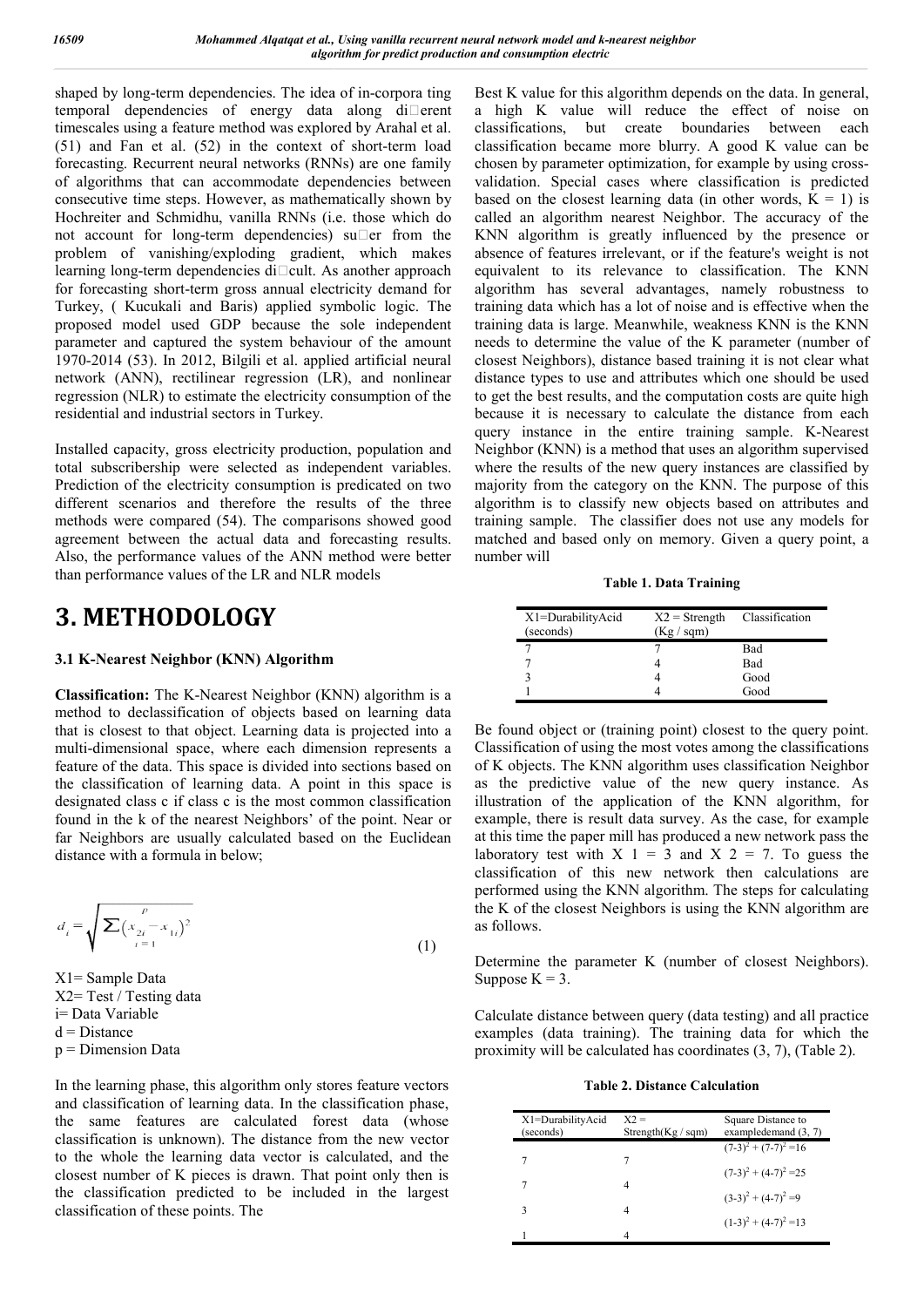shaped by long-term dependencies. The idea of in-corpora ting temporal dependencies of energy data along di□erent timescales using a feature method was explored by Arahal et al. (51) and Fan et al. (52) in the context of short-term load forecasting. Recurrent neural networks (RNNs) are one family of algorithms that can accommodate dependencies between consecutive time steps. However, as mathematically shown by Hochreiter and Schmidhu, vanilla RNNs (i.e. those which do not account for long-term dependencies) su□er from the problem of vanishing/exploding gradient, which makes learning long-term dependencies di□cult. As another approach for forecasting short-term gross annual electricity demand for Turkey, ( Kucukali and Baris) applied symbolic logic. The proposed model used GDP because the sole independent parameter and captured the system behaviour of the amount 1970-2014 (53). In 2012, Bilgili et al. applied artificial neural network (ANN), rectilinear regression (LR), and nonlinear regression (NLR) to estimate the electricity consumption of the residential and industrial sectors in Turkey.

Installed capacity, gross electricity production, population and total subscribership were selected as independent variables. Prediction of the electricity consumption is predicated on two different scenarios and therefore the results of the three methods were compared (54). The comparisons showed good agreement between the actual data and forecasting results. Also, the performance values of the ANN method were better than performance values of the LR and NLR models

# 3. METHODOLOGY

### 3.1 K-Nearest Neighbor (KNN) Algorithm

**Classification:** The K-Nearest Neighbor (KNN) algorithm is a method to declassification of objects based on learning data that is closest to that object. Learning data is projected into a multi-dimensional space, where each dimension represents a feature of the data. This space is divided into sections based on the classification of learning data. A point in this space is designated class c if class c is the most common classification found in the k of the nearest Neighbors' of the point. Near or far Neighbors are usually calculated based on the Euclidean distance with a formula in below;

$$d_i = \sqrt{\sum_{i=1}^{p} (x_{2i} - x_{1i})^2} \quad (1)$$

X1= Sample Data
X2= Test / Testing data
i= Data Variable
d = Distance
p = Dimension Data

In the learning phase, this algorithm only stores feature vectors and classification of learning data. In the classification phase, the same features are calculated forest data (whose classification is unknown). The distance from the new vector to the whole the learning data vector is calculated, and the closest number of K pieces is drawn. That point only then is the classification predicted to be included in the largest classification of these points. The Best K value for this algorithm depends on the data. In general, a high K value will reduce the effect of noise on classifications, but create boundaries between each classification became more blurry. A good K value can be chosen by parameter optimization, for example by using cross-validation. Special cases where classification is predicted based on the closest learning data (in other words, K = 1) is called an algorithm nearest Neighbor. The accuracy of the KNN algorithm is greatly influenced by the presence or absence of features irrelevant, or if the feature's weight is not equivalent to its relevance to classification. The KNN algorithm has several advantages, namely robustness to training data which has a lot of noise and is effective when the training data is large. Meanwhile, weakness KNN is the KNN needs to determine the value of the K parameter (number of closest Neighbors), distance based training it is not clear what distance types to use and attributes which one should be used to get the best results, and the computation costs are quite high because it is necessary to calculate the distance from each query instance in the entire training sample. K-Nearest Neighbor (KNN) is a method that uses an algorithm supervised where the results of the new query instances are classified by majority from the category on the KNN. The purpose of this algorithm is to classify new objects based on attributes and training sample. The classifier does not use any models for matched and based only on memory. Given a query point, a number will

**Table 1. Data Training**

| X1=DurabilityAcid (seconds) | X2 = Strength (Kg / sqm) | Classification |
|---|---|---|
| 7 | 7 | Bad |
| 7 | 4 | Bad |
| 3 | 4 | Good |
| 1 | 4 | Good |

Be found object or (training point) closest to the query point. Classification of using the most votes among the classifications of K objects. The KNN algorithm uses classification Neighbor as the predictive value of the new query instance. As illustration of the application of the KNN algorithm, for example, there is result data survey. As the case, for example at this time the paper mill has produced a new network pass the laboratory test with X 1 = 3 and X 2 = 7. To guess the classification of this new network then calculations are performed using the KNN algorithm. The steps for calculating the K of the closest Neighbors is using the KNN algorithm are as follows.

Determine the parameter K (number of closest Neighbors). Suppose K = 3.

Calculate distance between query (data testing) and all practice examples (data training). The training data for which the proximity will be calculated has coordinates (3, 7), (Table 2).

**Table 2. Distance Calculation**

| X1=DurabilityAcid (seconds) | X2 = Strength(Kg / sqm) | Square Distance to exampledemand (3, 7) |
|---|---|---|
| 7 | 7 | $(7-3)^2 + (7-7)^2 = 16$ |
| 7 | 4 | $(7-3)^2 + (4-7)^2 = 25$ |
| 3 | 4 | $(3-3)^2 + (4-7)^2 = 9$ |
| 1 | 4 | $(1-3)^2 + (4-7)^2 = 13$ |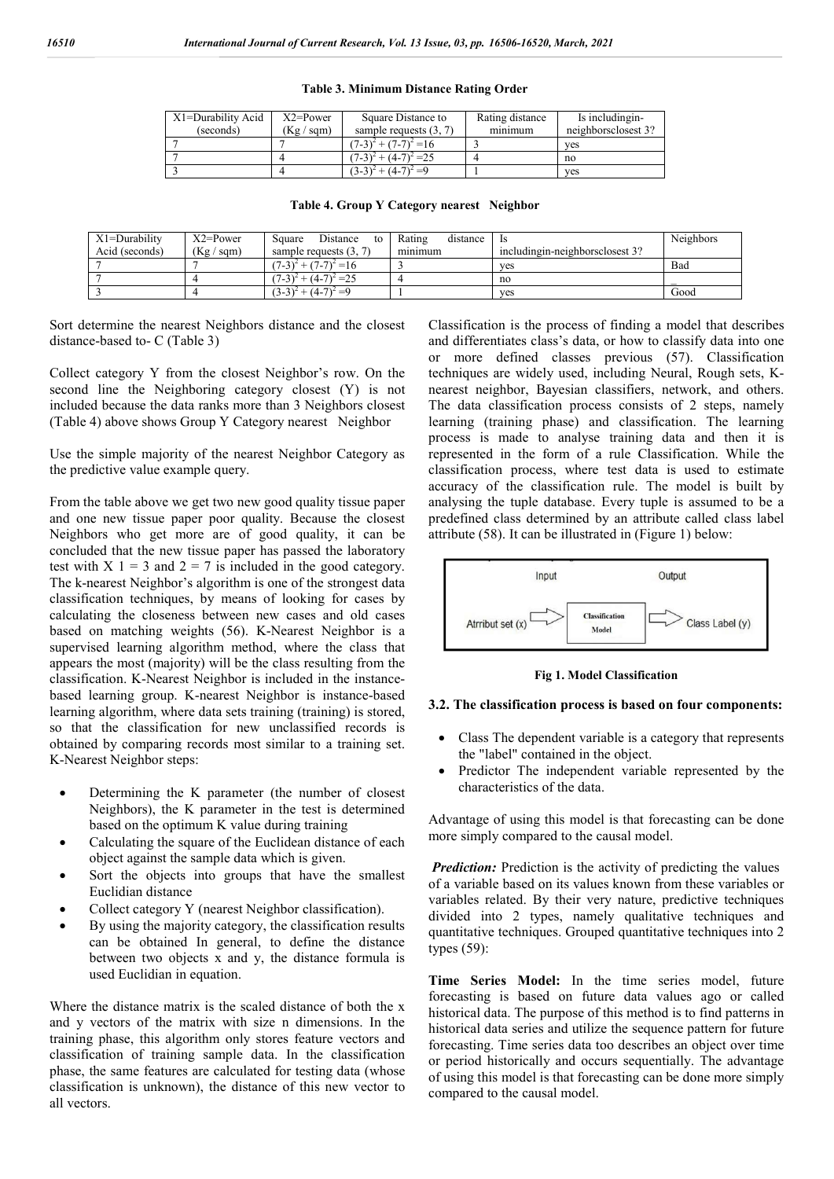**Table 3. Minimum Distance Rating Order**

| X1=Durability Acid (seconds) | X2=Power (Kg / sqm) | Square Distance to sample requests (3, 7) | Rating distance minimum | Is includingin-neighborsclosest 3? |
|---|---|---|---|---|
| 7 | 7 | $(7-3)^2 + (7-7)^2 = 16$ | 3 | yes |
| 7 | 4 | $(7-3)^2 + (4-7)^2 = 25$ | 4 | no |
| 3 | 4 | $(3-3)^2 + (4-7)^2 = 9$ | 1 | yes |

**Table 4. Group Y Category nearest Neighbor**

| X1=Durability Acid (seconds) | X2=Power (Kg / sqm) | Square Distance to sample requests (3, 7) | Rating distance minimum | Is includingin-neighborsclosest 3? | Neighbors |
|---|---|---|---|---|---|
| 7 | 7 | $(7-3)^2 + (7-7)^2 = 16$ | 3 | yes | Bad |
| 7 | 4 | $(7-3)^2 + (4-7)^2 = 25$ | 4 | no | _ |
| 3 | 4 | $(3-3)^2 + (4-7)^2 = 9$ | 1 | yes | Good |

Sort determine the nearest Neighbors distance and the closest distance-based to- C (Table 3)

Collect category Y from the closest Neighbor's row. On the second line the Neighboring category closest (Y) is not included because the data ranks more than 3 Neighbors closest (Table 4) above shows Group Y Category nearest Neighbor

Use the simple majority of the nearest Neighbor Category as the predictive value example query.

From the table above we get two new good quality tissue paper and one new tissue paper poor quality. Because the closest Neighbors who get more are of good quality, it can be concluded that the new tissue paper has passed the laboratory test with X 1 = 3 and 2 = 7 is included in the good category. The k-nearest Neighbor's algorithm is one of the strongest data classification techniques, by means of looking for cases by calculating the closeness between new cases and old cases based on matching weights (56). K-Nearest Neighbor is a supervised learning algorithm method, where the class that appears the most (majority) will be the class resulting from the classification. K-Nearest Neighbor is included in the instance-based learning group. K-nearest Neighbor is instance-based learning algorithm, where data sets training (training) is stored, so that the classification for new unclassified records is obtained by comparing records most similar to a training set. K-Nearest Neighbor steps:

- Determining the K parameter (the number of closest Neighbors), the K parameter in the test is determined based on the optimum K value during training
- Calculating the square of the Euclidean distance of each object against the sample data which is given.
- Sort the objects into groups that have the smallest Euclidian distance
- Collect category Y (nearest Neighbor classification).
- By using the majority category, the classification results can be obtained In general, to define the distance between two objects x and y, the distance formula is used Euclidian in equation.

Where the distance matrix is the scaled distance of both the x and y vectors of the matrix with size n dimensions. In the training phase, this algorithm only stores feature vectors and classification of training sample data. In the classification phase, the same features are calculated for testing data (whose classification is unknown), the distance of this new vector to all vectors.

Classification is the process of finding a model that describes and differentiates class's data, or how to classify data into one or more defined classes previous (57). Classification techniques are widely used, including Neural, Rough sets, K-nearest neighbor, Bayesian classifiers, network, and others. The data classification process consists of 2 steps, namely learning (training phase) and classification. The learning process is made to analyse training data and then it is represented in the form of a rule Classification. While the classification process, where test data is used to estimate accuracy of the classification rule. The model is built by analysing the tuple database. Every tuple is assumed to be a predefined class determined by an attribute called class label attribute (58). It can be illustrated in (Figure 1) below:

Input → Output

Atrribut set (x) → Classification Model → Class Label (y)

**Fig 1. Model Classification**

### 3.2. The classification process is based on four components:

- Class The dependent variable is a category that represents the "label" contained in the object.
- Predictor The independent variable represented by the characteristics of the data.

Advantage of using this model is that forecasting can be done more simply compared to the causal model.

***Prediction:*** Prediction is the activity of predicting the values of a variable based on its values known from these variables or variables related. By their very nature, predictive techniques divided into 2 types, namely qualitative techniques and quantitative techniques. Grouped quantitative techniques into 2 types (59):

**Time Series Model:** In the time series model, future forecasting is based on future data values ago or called historical data. The purpose of this method is to find patterns in historical data series and utilize the sequence pattern for future forecasting. Time series data too describes an object over time or period historically and occurs sequentially. The advantage of using this model is that forecasting can be done more simply compared to the causal model.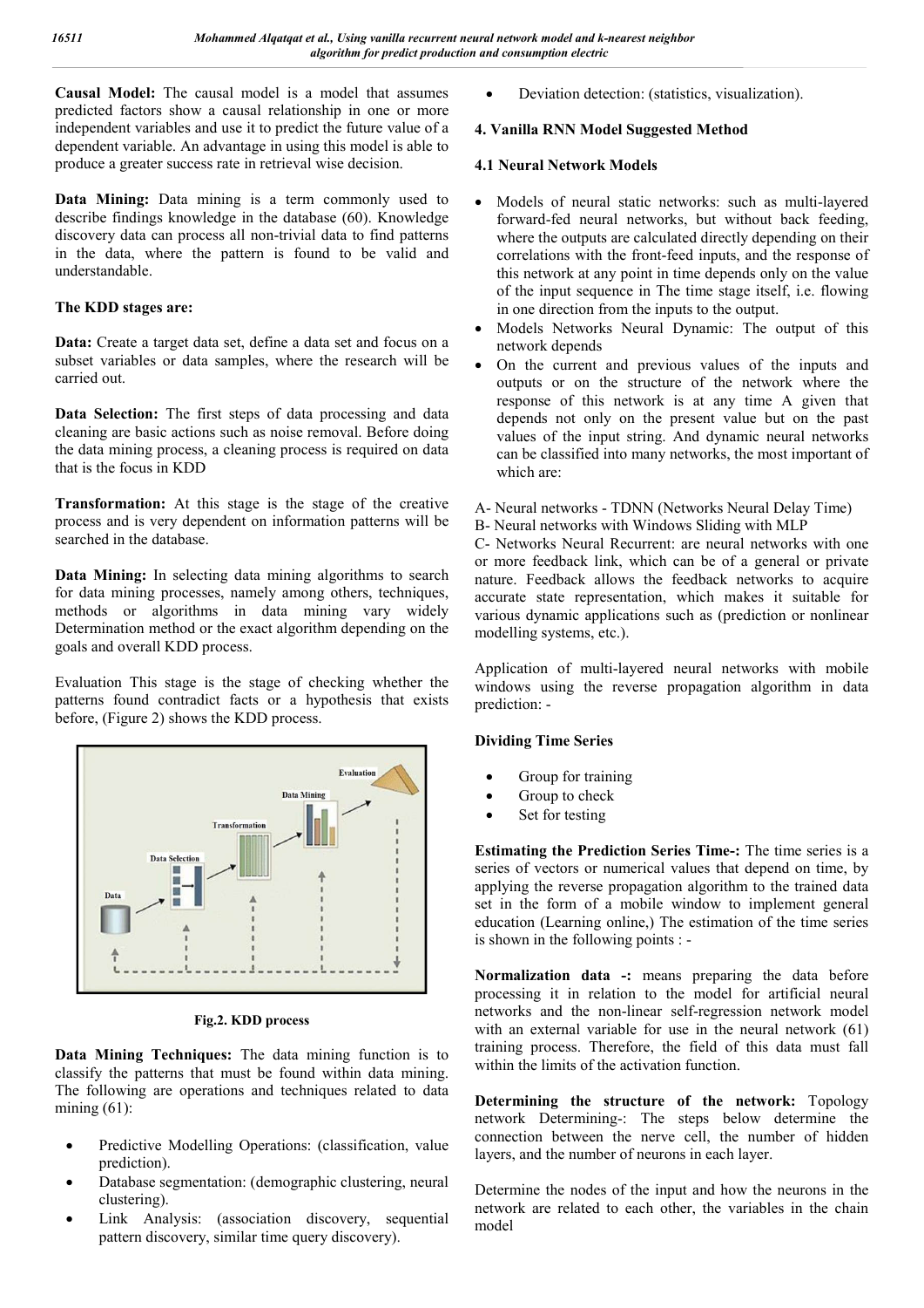**Causal Model:** The causal model is a model that assumes predicted factors show a causal relationship in one or more independent variables and use it to predict the future value of a dependent variable. An advantage in using this model is able to produce a greater success rate in retrieval wise decision.

**Data Mining:** Data mining is a term commonly used to describe findings knowledge in the database (60). Knowledge discovery data can process all non-trivial data to find patterns in the data, where the pattern is found to be valid and understandable.

**The KDD stages are:**

**Data:** Create a target data set, define a data set and focus on a subset variables or data samples, where the research will be carried out.

**Data Selection:** The first steps of data processing and data cleaning are basic actions such as noise removal. Before doing the data mining process, a cleaning process is required on data that is the focus in KDD

**Transformation:** At this stage is the stage of the creative process and is very dependent on information patterns will be searched in the database.

**Data Mining:** In selecting data mining algorithms to search for data mining processes, namely among others, techniques, methods or algorithms in data mining vary widely Determination method or the exact algorithm depending on the goals and overall KDD process.

Evaluation This stage is the stage of checking whether the patterns found contradict facts or a hypothesis that exists before, (Figure 2) shows the KDD process.

**Fig.2. KDD process**

**Data Mining Techniques:** The data mining function is to classify the patterns that must be found within data mining. The following are operations and techniques related to data mining (61):

- Predictive Modelling Operations: (classification, value prediction).
- Database segmentation: (demographic clustering, neural clustering).
- Link Analysis: (association discovery, sequential pattern discovery, similar time query discovery).
- Deviation detection: (statistics, visualization).

## 4. Vanilla RNN Model Suggested Method

### 4.1 Neural Network Models

- Models of neural static networks: such as multi-layered forward-fed neural networks, but without back feeding, where the outputs are calculated directly depending on their correlations with the front-feed inputs, and the response of this network at any point in time depends only on the value of the input sequence in The time stage itself, i.e. flowing in one direction from the inputs to the output.
- Models Networks Neural Dynamic: The output of this network depends
- On the current and previous values of the inputs and outputs or on the structure of the network where the response of this network is at any time A given that depends not only on the present value but on the past values of the input string. And dynamic neural networks can be classified into many networks, the most important of which are:

A- Neural networks - TDNN (Networks Neural Delay Time)
B- Neural networks with Windows Sliding with MLP
C- Networks Neural Recurrent: are neural networks with one or more feedback link, which can be of a general or private nature. Feedback allows the feedback networks to acquire accurate state representation, which makes it suitable for various dynamic applications such as (prediction or nonlinear modelling systems, etc.).

Application of multi-layered neural networks with mobile windows using the reverse propagation algorithm in data prediction: -

**Dividing Time Series**

- Group for training
- Group to check
- Set for testing

**Estimating the Prediction Series Time-:** The time series is a series of vectors or numerical values that depend on time, by applying the reverse propagation algorithm to the trained data set in the form of a mobile window to implement general education (Learning online,) The estimation of the time series is shown in the following points : -

**Normalization data -:** means preparing the data before processing it in relation to the model for artificial neural networks and the non-linear self-regression network model with an external variable for use in the neural network (61) training process. Therefore, the field of this data must fall within the limits of the activation function.

**Determining the structure of the network:** Topology network Determining-: The steps below determine the connection between the nerve cell, the number of hidden layers, and the number of neurons in each layer.

Determine the nodes of the input and how the neurons in the network are related to each other, the variables in the chain model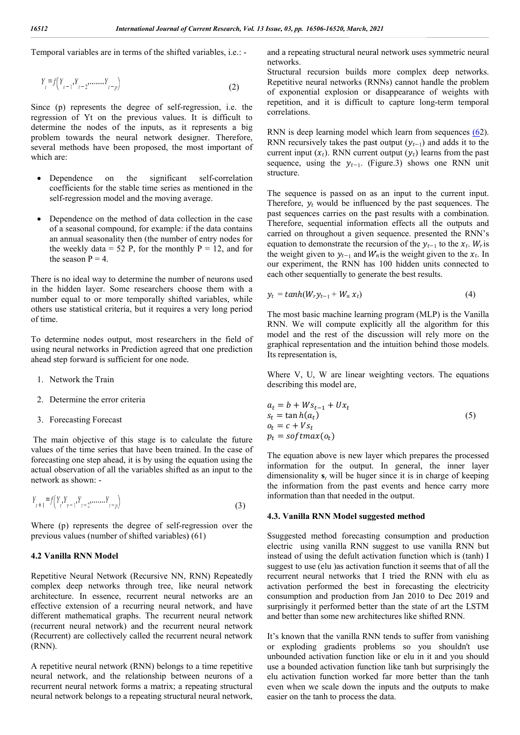Temporal variables are in terms of the shifted variables, i.e.: -

$$Y_t = f\left(Y_{t-1}, Y_{t-2}, \ldots\ldots, Y_{t-p}\right) \tag{2}$$

Since (p) represents the degree of self-regression, i.e. the regression of Yt on the previous values. It is difficult to determine the nodes of the inputs, as it represents a big problem towards the neural network designer. Therefore, several methods have been proposed, the most important of which are:

- Dependence on the significant self-correlation coefficients for the stable time series as mentioned in the self-regression model and the moving average.
- Dependence on the method of data collection in the case of a seasonal compound, for example: if the data contains an annual seasonality then (the number of entry nodes for the weekly data = 52 P, for the monthly P = 12, and for the season P = 4.

There is no ideal way to determine the number of neurons used in the hidden layer. Some researchers choose them with a number equal to or more temporally shifted variables, while others use statistical criteria, but it requires a very long period of time.

To determine nodes output, most researchers in the field of using neural networks in Prediction agreed that one prediction ahead step forward is sufficient for one node.

1. Network the Train
2. Determine the error criteria
3. Forecasting Forecast

The main objective of this stage is to calculate the future values of the time series that have been trained. In the case of forecasting one step ahead, it is by using the equation using the actual observation of all the variables shifted as an input to the network as shown: -

$$Y_{t+1} = f\left(Y_t, Y_{t-1}, Y_{t-2}, \ldots\ldots, Y_{t-p}\right) \tag{3}$$

Where (p) represents the degree of self-regression over the previous values (number of shifted variables) (61)

### 4.2 Vanilla RNN Model

Repetitive Neural Network (Recursive NN, RNN) Repeatedly complex deep networks through tree, like neural network architecture. In essence, recurrent neural networks are an effective extension of a recurring neural network, and have different mathematical graphs. The recurrent neural network (recurrent neural network) and the recurrent neural network (Recurrent) are collectively called the recurrent neural network (RNN).

A repetitive neural network (RNN) belongs to a time repetitive neural network, and the relationship between neurons of a recurrent neural network forms a matrix; a repeating structural neural network belongs to a repeating structural neural network, and a repeating structural neural network uses symmetric neural networks.

Structural recursion builds more complex deep networks. Repetitive neural networks (RNNs) cannot handle the problem of exponential explosion or disappearance of weights with repetition, and it is difficult to capture long-term temporal correlations.

RNN is deep learning model which learn from sequences (62). RNN recursively takes the past output ($y_{t-1}$) and adds it to the current input ($x_t$). RNN current output ($y_t$) learns from the past sequence, using the $y_{t-1}$. (Figure.3) shows one RNN unit structure.

The sequence is passed on as an input to the current input. Therefore, $y_t$ would be influenced by the past sequences. The past sequences carries on the past results with a combination. Therefore, sequential information effects all the outputs and carried on throughout a given sequence. presented the RNN's equation to demonstrate the recursion of the $y_{t-1}$ to the $x_t$. $W_r$ is the weight given to $y_{t-1}$ and $W_n$ is the weight given to the $x_t$. In our experiment, the RNN has 100 hidden units connected to each other sequentially to generate the best results.

$$y_t = tanh(W_r y_{t-1} + W_n x_t) \tag{4}$$

The most basic machine learning program (MLP) is the Vanilla RNN. We will compute explicitly all the algorithm for this model and the rest of the discussion will rely more on the graphical representation and the intuition behind those models. Its representation is,

Where V, U, W are linear weighting vectors. The equations describing this model are,

$$\begin{aligned} a_t &= b + W s_{t-1} + U x_t \\ s_t &= \tan h(a_t) \\ o_t &= c + V s_t \\ p_t &= softmax(o_t) \end{aligned} \tag{5}$$

The equation above is new layer which prepares the processed information for the output. In general, the inner layer dimensionality $\mathbf{s}_t$ will be huger since it is in charge of keeping the information from the past events and hence carry more information than that needed in the output.

### 4.3. Vanilla RNN Model suggested method

Ssuggested method forecasting consumption and production electric using vanilla RNN suggest to use vanilla RNN but instead of using the defult activation function which is (tanh) I suggest to use (elu )as activation function it seems that of all the recurrent neural networks that I tried the RNN with elu as activation performed the best in forecasting the electricity consumption and production from Jan 2010 to Dec 2019 and surprisingly it performed better than the state of art the LSTM and better than some new architectures like shifted RNN.

It's known that the vanilla RNN tends to suffer from vanishing or exploding gradients problems so you shouldn't use unbounded activation function like or elu in it and you should use a bounded activation function like tanh but surprisingly the elu activation function worked far more better than the tanh even when we scale down the inputs and the outputs to make easier on the tanh to process the data.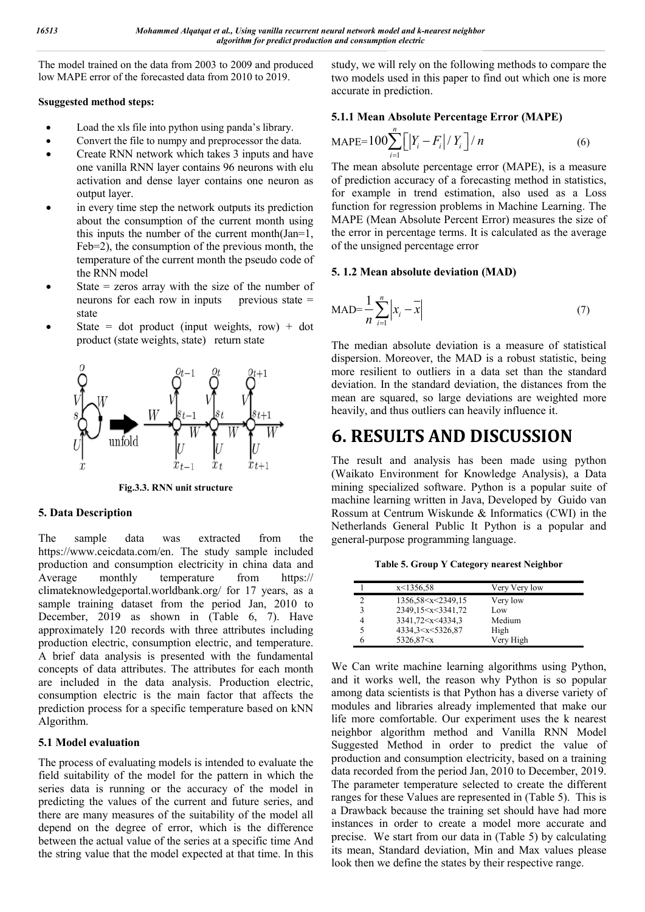The model trained on the data from 2003 to 2009 and produced low MAPE error of the forecasted data from 2010 to 2019.

**Ssuggested method steps:**

- Load the xls file into python using panda's library.
- Convert the file to numpy and preprocessor the data.
- Create RNN network which takes 3 inputs and have one vanilla RNN layer contains 96 neurons with elu activation and dense layer contains one neuron as output layer.
- in every time step the network outputs its prediction about the consumption of the current month using this inputs the number of the current month(Jan=1, Feb=2), the consumption of the previous month, the temperature of the current month the pseudo code of the RNN model
- State = zeros array with the size of the number of neurons for each row in inputs previous state = state
- State = dot product (input weights, row) + dot product (state weights, state) return state

Fig.3.3. RNN unit structure

## 5. Data Description

The sample data was extracted from the https://www.ceicdata.com/en. The study sample included production and consumption electricity in china data and Average monthly temperature from https:// climateknowledgeportal.worldbank.org/ for 17 years, as a sample training dataset from the period Jan, 2010 to December, 2019 as shown in (Table 6, 7). Have approximately 120 records with three attributes including production electric, consumption electric, and temperature. A brief data analysis is presented with the fundamental concepts of data attributes. The attributes for each month are included in the data analysis. Production electric, consumption electric is the main factor that affects the prediction process for a specific temperature based on kNN Algorithm.

### 5.1 Model evaluation

The process of evaluating models is intended to evaluate the field suitability of the model for the pattern in which the series data is running or the accuracy of the model in predicting the values of the current and future series, and there are many measures of the suitability of the model all depend on the degree of error, which is the difference between the actual value of the series at a specific time And the string value that the model expected at that time. In this study, we will rely on the following methods to compare the two models used in this paper to find out which one is more accurate in prediction.

#### 5.1.1 Mean Absolute Percentage Error (MAPE)

$$\text{MAPE}=100\sum_{i=1}^{n}\left[\left|Y_i-F_i\right|/Y_i\right]/n \tag{6}$$

The mean absolute percentage error (MAPE), is a measure of prediction accuracy of a forecasting method in statistics, for example in trend estimation, also used as a Loss function for regression problems in Machine Learning. The MAPE (Mean Absolute Percent Error) measures the size of the error in percentage terms. It is calculated as the average of the unsigned percentage error

#### 5. 1.2 Mean absolute deviation (MAD)

$$\text{MAD}=\frac{1}{n}\sum_{i=1}^{n}\left|x_i-\bar{x}\right| \tag{7}$$

The median absolute deviation is a measure of statistical dispersion. Moreover, the MAD is a robust statistic, being more resilient to outliers in a data set than the standard deviation. In the standard deviation, the distances from the mean are squared, so large deviations are weighted more heavily, and thus outliers can heavily influence it.

# 6. RESULTS AND DISCUSSION

The result and analysis has been made using python (Waikato Environment for Knowledge Analysis), a Data mining specialized software. Python is a popular suite of machine learning written in Java, Developed by Guido van Rossum at Centrum Wiskunde & Informatics (CWI) in the Netherlands General Public It Python is a popular and general-purpose programming language.

Table 5. Group Y Category nearest Neighbor

| | | |
|---|---|---|
| 1 | x<1356,58 | Very Very low |
| 2 | 1356,58<x<2349,15 | Very low |
| 3 | 2349,15<x<3341,72 | Low |
| 4 | 3341,72<x<4334,3 | Medium |
| 5 | 4334,3<x<5326,87 | High |
| 6 | 5326,87<x | Very High |

We Can write machine learning algorithms using Python, and it works well, the reason why Python is so popular among data scientists is that Python has a diverse variety of modules and libraries already implemented that make our life more comfortable. Our experiment uses the k nearest neighbor algorithm method and Vanilla RNN Model Suggested Method in order to predict the value of production and consumption electricity, based on a training data recorded from the period Jan, 2010 to December, 2019. The parameter temperature selected to create the different ranges for these Values are represented in (Table 5). This is a Drawback because the training set should have had more instances in order to create a model more accurate and precise. We start from our data in (Table 5) by calculating its mean, Standard deviation, Min and Max values please look then we define the states by their respective range.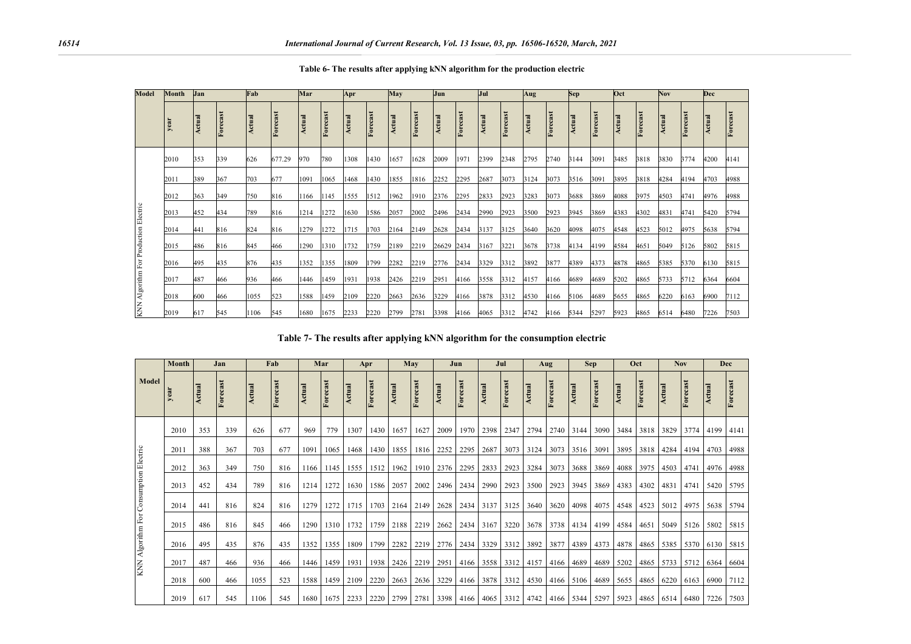**Table 6- The results after applying kNN algorithm for the production electric**

| Model | Month | Jan | | Fab | | Mar | | Apr | | May | | Jun | | Jul | | Aug | | Sep | | Oct | | Nov | | Dec | |
|---|---|---|---|---|---|---|---|---|---|---|---|---|---|---|---|---|---|---|---|---|---|---|---|---|---|
| | year | Actual | Forecast | Actual | Forecast | Actual | Forecast | Actual | Forecast | Actual | Forecast | Actual | Forecast | Actual | Forecast | Actual | Forecast | Actual | Forecast | Actual | Forecast | Actual | Forecast | Actual | Forecast |
| KNN Algorithm For Production Electric | 2010 | 353 | 339 | 626 | 677.29 | 970 | 780 | 1308 | 1430 | 1657 | 1628 | 2009 | 1971 | 2399 | 2348 | 2795 | 2740 | 3144 | 3091 | 3485 | 3818 | 3830 | 3774 | 4200 | 4141 |
| | 2011 | 389 | 367 | 703 | 677 | 1091 | 1065 | 1468 | 1430 | 1855 | 1816 | 2252 | 2295 | 2687 | 3073 | 3124 | 3073 | 3516 | 3091 | 3895 | 3818 | 4284 | 4194 | 4703 | 4988 |
| | 2012 | 363 | 349 | 750 | 816 | 1166 | 1145 | 1555 | 1512 | 1962 | 1910 | 2376 | 2295 | 2833 | 2923 | 3283 | 3073 | 3688 | 3869 | 4088 | 3975 | 4503 | 4741 | 4976 | 4988 |
| | 2013 | 452 | 434 | 789 | 816 | 1214 | 1272 | 1630 | 1586 | 2057 | 2002 | 2496 | 2434 | 2990 | 2923 | 3500 | 2923 | 3945 | 3869 | 4383 | 4302 | 4831 | 4741 | 5420 | 5794 |
| | 2014 | 441 | 816 | 824 | 816 | 1279 | 1272 | 1715 | 1703 | 2164 | 2149 | 2628 | 2434 | 3137 | 3125 | 3640 | 3620 | 4098 | 4075 | 4548 | 4523 | 5012 | 4975 | 5638 | 5794 |
| | 2015 | 486 | 816 | 845 | 466 | 1290 | 1310 | 1732 | 1759 | 2189 | 2219 | 26629 | 2434 | 3167 | 3221 | 3678 | 3738 | 4134 | 4199 | 4584 | 4651 | 5049 | 5126 | 5802 | 5815 |
| | 2016 | 495 | 435 | 876 | 435 | 1352 | 1355 | 1809 | 1799 | 2282 | 2219 | 2776 | 2434 | 3329 | 3312 | 3892 | 3877 | 4389 | 4373 | 4878 | 4865 | 5385 | 5370 | 6130 | 5815 |
| | 2017 | 487 | 466 | 936 | 466 | 1446 | 1459 | 1931 | 1938 | 2426 | 2219 | 2951 | 4166 | 3558 | 3312 | 4157 | 4166 | 4689 | 4689 | 5202 | 4865 | 5733 | 5712 | 6364 | 6604 |
| | 2018 | 600 | 466 | 1055 | 523 | 1588 | 1459 | 2109 | 2220 | 2663 | 2636 | 3229 | 4166 | 3878 | 3312 | 4530 | 4166 | 5106 | 4689 | 5655 | 4865 | 6220 | 6163 | 6900 | 7112 |
| | 2019 | 617 | 545 | 1106 | 545 | 1680 | 1675 | 2233 | 2220 | 2799 | 2781 | 3398 | 4166 | 4065 | 3312 | 4742 | 4166 | 5344 | 5297 | 5923 | 4865 | 6514 | 6480 | 7226 | 7503 |

**Table 7- The results after applying kNN algorithm for the consumption electric**

| Model | Month | Jan | | Fab | | Mar | | Apr | | May | | Jun | | Jul | | Aug | | Sep | | Oct | | Nov | | Dec | |
|---|---|---|---|---|---|---|---|---|---|---|---|---|---|---|---|---|---|---|---|---|---|---|---|---|---|
| | year | Actual | Forecast | Actual | Forecast | Actual | Forecast | Actual | Forecast | Actual | Forecast | Actual | Forecast | Actual | Forecast | Actual | Forecast | Actual | Forecast | Actual | Forecast | Actual | Forecast | Actual | Forecast |
| KNN Algorithm For Consumption Electric | 2010 | 353 | 339 | 626 | 677 | 969 | 779 | 1307 | 1430 | 1657 | 1627 | 2009 | 1970 | 2398 | 2347 | 2794 | 2740 | 3144 | 3090 | 3484 | 3818 | 3829 | 3774 | 4199 | 4141 |
| | 2011 | 388 | 367 | 703 | 677 | 1091 | 1065 | 1468 | 1430 | 1855 | 1816 | 2252 | 2295 | 2687 | 3073 | 3124 | 3073 | 3516 | 3091 | 3895 | 3818 | 4284 | 4194 | 4703 | 4988 |
| | 2012 | 363 | 349 | 750 | 816 | 1166 | 1145 | 1555 | 1512 | 1962 | 1910 | 2376 | 2295 | 2833 | 2923 | 3284 | 3073 | 3688 | 3869 | 4088 | 3975 | 4503 | 4741 | 4976 | 4988 |
| | 2013 | 452 | 434 | 789 | 816 | 1214 | 1272 | 1630 | 1586 | 2057 | 2002 | 2496 | 2434 | 2990 | 2923 | 3500 | 2923 | 3945 | 3869 | 4383 | 4302 | 4831 | 4741 | 5420 | 5795 |
| | 2014 | 441 | 816 | 824 | 816 | 1279 | 1272 | 1715 | 1703 | 2164 | 2149 | 2628 | 2434 | 3137 | 3125 | 3640 | 3620 | 4098 | 4075 | 4548 | 4523 | 5012 | 4975 | 5638 | 5794 |
| | 2015 | 486 | 816 | 845 | 466 | 1290 | 1310 | 1732 | 1759 | 2188 | 2219 | 2662 | 2434 | 3167 | 3220 | 3678 | 3738 | 4134 | 4199 | 4584 | 4651 | 5049 | 5126 | 5802 | 5815 |
| | 2016 | 495 | 435 | 876 | 435 | 1352 | 1355 | 1809 | 1799 | 2282 | 2219 | 2776 | 2434 | 3329 | 3312 | 3892 | 3877 | 4389 | 4373 | 4878 | 4865 | 5385 | 5370 | 6130 | 5815 |
| | 2017 | 487 | 466 | 936 | 466 | 1446 | 1459 | 1931 | 1938 | 2426 | 2219 | 2951 | 4166 | 3558 | 3312 | 4157 | 4166 | 4689 | 4689 | 5202 | 4865 | 5733 | 5712 | 6364 | 6604 |
| | 2018 | 600 | 466 | 1055 | 523 | 1588 | 1459 | 2109 | 2220 | 2663 | 2636 | 3229 | 4166 | 3878 | 3312 | 4530 | 4166 | 5106 | 4689 | 5655 | 4865 | 6220 | 6163 | 6900 | 7112 |
| | 2019 | 617 | 545 | 1106 | 545 | 1680 | 1675 | 2233 | 2220 | 2799 | 2781 | 3398 | 4166 | 4065 | 3312 | 4742 | 4166 | 5344 | 5297 | 5923 | 4865 | 6514 | 6480 | 7226 | 7503 |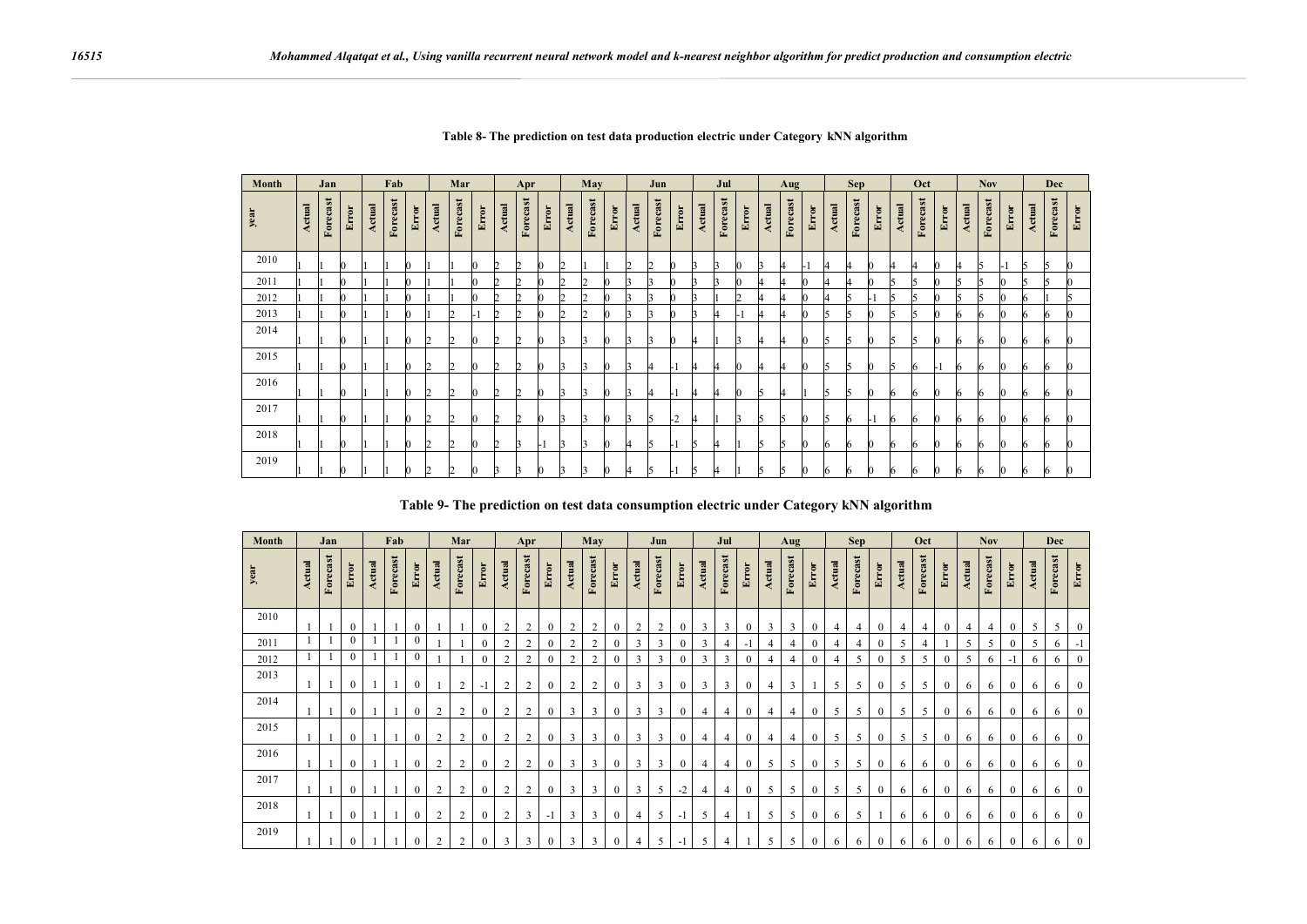**Table 8- The prediction on test data production electric under Category kNN algorithm**

| Month | Jan | | | Fab | | | Mar | | | Apr | | | May | | | Jun | | | Jul | | | Aug | | | Sep | | | Oct | | | Nov | | | Dec | | |
|---|---|---|---|---|---|---|---|---|---|---|---|---|---|---|---|---|---|---|---|---|---|---|---|---|---|---|---|---|---|---|---|---|---|---|---|---|
| year | Actual | Forecast | Error | Actual | Forecast | Error | Actual | Forecast | Error | Actual | Forecast | Error | Actual | Forecast | Error | Actual | Forecast | Error | Actual | Forecast | Error | Actual | Forecast | Error | Actual | Forecast | Error | Actual | Forecast | Error | Actual | Forecast | Error | Actual | Forecast | Error |
| 2010 | 1 | 1 | 0 | 1 | 1 | 0 | 1 | 1 | 0 | 2 | 2 | 0 | 2 | 1 | 1 | 2 | 2 | 0 | 3 | 3 | 0 | 3 | 4 | -1 | 4 | 4 | 0 | 4 | 4 | 0 | 4 | 5 | -1 | 5 | 5 | 0 |
| 2011 | 1 | 1 | 0 | 1 | 1 | 0 | 1 | 1 | 0 | 2 | 2 | 0 | 2 | 2 | 0 | 3 | 3 | 0 | 3 | 3 | 0 | 4 | 4 | 0 | 4 | 4 | 0 | 5 | 5 | 0 | 5 | 5 | 0 | 5 | 5 | 0 |
| 2012 | 1 | 1 | 0 | 1 | 1 | 0 | 1 | 1 | 0 | 2 | 2 | 0 | 2 | 2 | 0 | 3 | 3 | 0 | 3 | 1 | 2 | 4 | 4 | 0 | 4 | 5 | -1 | 5 | 5 | 0 | 5 | 5 | 0 | 6 | 1 | 5 |
| 2013 | 1 | 1 | 0 | 1 | 1 | 0 | 1 | 2 | -1 | 2 | 2 | 0 | 2 | 2 | 0 | 3 | 3 | 0 | 3 | 4 | -1 | 4 | 4 | 0 | 5 | 5 | 0 | 5 | 5 | 0 | 6 | 6 | 0 | 6 | 6 | 0 |
| 2014 | 1 | 1 | 0 | 1 | 1 | 0 | 2 | 2 | 0 | 2 | 2 | 0 | 3 | 3 | 0 | 3 | 3 | 0 | 4 | 1 | 3 | 4 | 4 | 0 | 5 | 5 | 0 | 5 | 5 | 0 | 6 | 6 | 0 | 6 | 6 | 0 |
| 2015 | 1 | 1 | 0 | 1 | 1 | 0 | 2 | 2 | 0 | 2 | 2 | 0 | 3 | 3 | 0 | 3 | 4 | -1 | 4 | 4 | 0 | 4 | 4 | 0 | 5 | 5 | 0 | 5 | 6 | -1 | 6 | 6 | 0 | 6 | 6 | 0 |
| 2016 | 1 | 1 | 0 | 1 | 1 | 0 | 2 | 2 | 0 | 2 | 2 | 0 | 3 | 3 | 0 | 3 | 4 | -1 | 4 | 4 | 0 | 5 | 4 | 1 | 5 | 5 | 0 | 6 | 6 | 0 | 6 | 6 | 0 | 6 | 6 | 0 |
| 2017 | 1 | 1 | 0 | 1 | 1 | 0 | 2 | 2 | 0 | 2 | 2 | 0 | 3 | 3 | 0 | 3 | 5 | -2 | 4 | 1 | 3 | 5 | 5 | 0 | 5 | 6 | -1 | 6 | 6 | 0 | 6 | 6 | 0 | 6 | 6 | 0 |
| 2018 | 1 | 1 | 0 | 1 | 1 | 0 | 2 | 2 | 0 | 2 | 3 | -1 | 3 | 3 | 0 | 4 | 5 | -1 | 5 | 4 | 1 | 5 | 5 | 0 | 6 | 6 | 0 | 6 | 6 | 0 | 6 | 6 | 0 | 6 | 6 | 0 |
| 2019 | 1 | 1 | 0 | 1 | 1 | 0 | 2 | 2 | 0 | 3 | 3 | 0 | 3 | 3 | 0 | 4 | 5 | -1 | 5 | 4 | 1 | 5 | 5 | 0 | 6 | 6 | 0 | 6 | 6 | 0 | 6 | 6 | 0 | 6 | 6 | 0 |

**Table 9- The prediction on test data consumption electric under Category kNN algorithm**

| Month | Jan | | | Fab | | | Mar | | | Apr | | | May | | | Jun | | | Jul | | | Aug | | | Sep | | | Oct | | | Nov | | | Dec | | |
|---|---|---|---|---|---|---|---|---|---|---|---|---|---|---|---|---|---|---|---|---|---|---|---|---|---|---|---|---|---|---|---|---|---|---|---|---|
| year | Actual | Forecast | Error | Actual | Forecast | Error | Actual | Forecast | Error | Actual | Forecast | Error | Actual | Forecast | Error | Actual | Forecast | Error | Actual | Forecast | Error | Actual | Forecast | Error | Actual | Forecast | Error | Actual | Forecast | Error | Actual | Forecast | Error | Actual | Forecast | Error |
| 2010 | 1 | 1 | 0 | 1 | 1 | 0 | 1 | 1 | 0 | 2 | 2 | 0 | 2 | 2 | 0 | 2 | 2 | 0 | 3 | 3 | 0 | 3 | 3 | 0 | 4 | 4 | 0 | 4 | 4 | 0 | 4 | 4 | 0 | 5 | 5 | 0 |
| 2011 | 1 | 1 | 0 | 1 | 1 | 0 | 1 | 1 | 0 | 2 | 2 | 0 | 2 | 2 | 0 | 3 | 3 | 0 | 3 | 4 | -1 | 4 | 4 | 0 | 4 | 4 | 0 | 5 | 4 | 1 | 5 | 5 | 0 | 5 | 6 | -1 |
| 2012 | 1 | 1 | 0 | 1 | 1 | 0 | 1 | 1 | 0 | 2 | 2 | 0 | 2 | 2 | 0 | 3 | 3 | 0 | 3 | 3 | 0 | 4 | 4 | 0 | 4 | 5 | 0 | 5 | 5 | 0 | 5 | 6 | -1 | 6 | 6 | 0 |
| 2013 | 1 | 1 | 0 | 1 | 1 | 0 | 1 | 2 | -1 | 2 | 2 | 0 | 2 | 2 | 0 | 3 | 3 | 0 | 3 | 3 | 0 | 4 | 3 | 1 | 5 | 5 | 0 | 5 | 5 | 0 | 6 | 6 | 0 | 6 | 6 | 0 |
| 2014 | 1 | 1 | 0 | 1 | 1 | 0 | 2 | 2 | 0 | 2 | 2 | 0 | 3 | 3 | 0 | 3 | 3 | 0 | 4 | 4 | 0 | 4 | 4 | 0 | 5 | 5 | 0 | 5 | 5 | 0 | 6 | 6 | 0 | 6 | 6 | 0 |
| 2015 | 1 | 1 | 0 | 1 | 1 | 0 | 2 | 2 | 0 | 2 | 2 | 0 | 3 | 3 | 0 | 3 | 3 | 0 | 4 | 4 | 0 | 4 | 4 | 0 | 5 | 5 | 0 | 5 | 5 | 0 | 6 | 6 | 0 | 6 | 6 | 0 |
| 2016 | 1 | 1 | 0 | 1 | 1 | 0 | 2 | 2 | 0 | 2 | 2 | 0 | 3 | 3 | 0 | 3 | 3 | 0 | 4 | 4 | 0 | 5 | 5 | 0 | 5 | 5 | 0 | 6 | 6 | 0 | 6 | 6 | 0 | 6 | 6 | 0 |
| 2017 | 1 | 1 | 0 | 1 | 1 | 0 | 2 | 2 | 0 | 2 | 2 | 0 | 3 | 3 | 0 | 3 | 5 | -2 | 4 | 4 | 0 | 5 | 5 | 0 | 5 | 5 | 0 | 6 | 6 | 0 | 6 | 6 | 0 | 6 | 6 | 0 |
| 2018 | 1 | 1 | 0 | 1 | 1 | 0 | 2 | 2 | 0 | 2 | 3 | -1 | 3 | 3 | 0 | 4 | 5 | -1 | 5 | 4 | 1 | 5 | 5 | 0 | 6 | 5 | 1 | 6 | 6 | 0 | 6 | 6 | 0 | 6 | 6 | 0 |
| 2019 | 1 | 1 | 0 | 1 | 1 | 0 | 2 | 2 | 0 | 3 | 3 | 0 | 3 | 3 | 0 | 4 | 5 | -1 | 5 | 4 | 1 | 5 | 5 | 0 | 6 | 6 | 0 | 6 | 6 | 0 | 6 | 6 | 0 | 6 | 6 | 0 |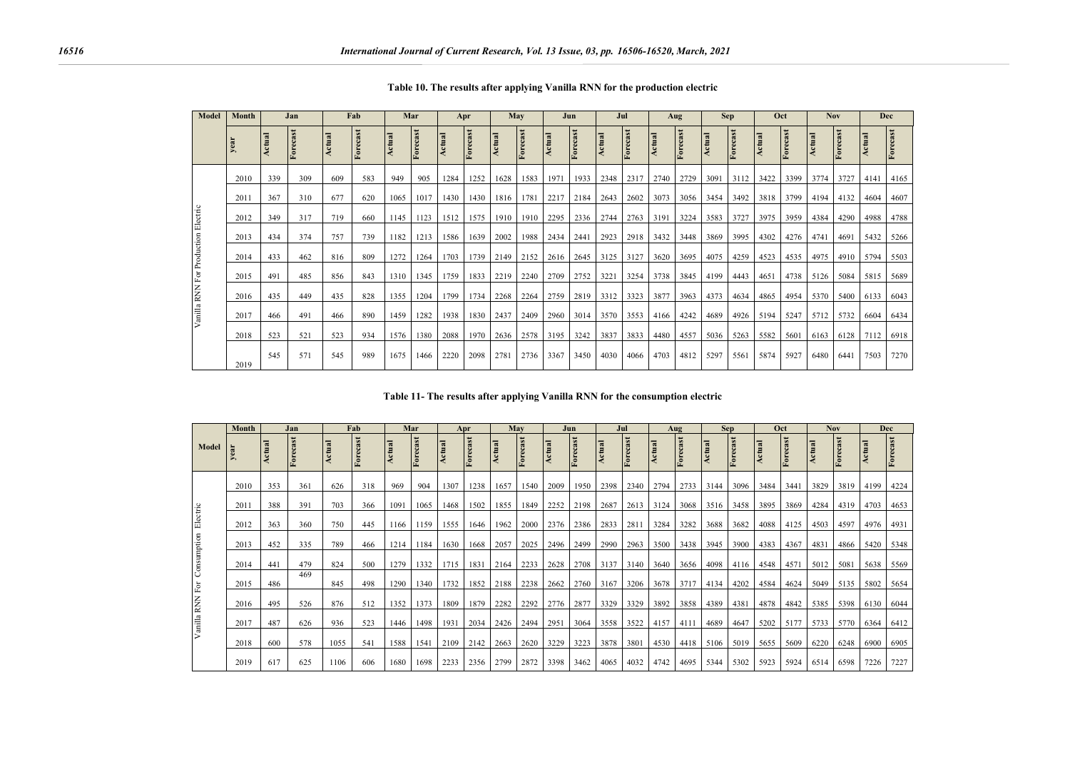**Table 10. The results after applying Vanilla RNN for the production electric**

| Model | Month | Jan | | Fab | | Mar | | Apr | | May | | Jun | | Jul | | Aug | | Sep | | Oct | | Nov | | Dec | |
|---|---|---|---|---|---|---|---|---|---|---|---|---|---|---|---|---|---|---|---|---|---|---|---|---|---|
| | year | Actual | Forecast | Actual | Forecast | Actual | Forecast | Actual | Forecast | Actual | Forecast | Actual | Forecast | Actual | Forecast | Actual | Forecast | Actual | Forecast | Actual | Forecast | Actual | Forecast | Actual | Forecast |
| Vanilla RNN For Production Electric | 2010 | 339 | 309 | 609 | 583 | 949 | 905 | 1284 | 1252 | 1628 | 1583 | 1971 | 1933 | 2348 | 2317 | 2740 | 2729 | 3091 | 3112 | 3422 | 3399 | 3774 | 3727 | 4141 | 4165 |
| | 2011 | 367 | 310 | 677 | 620 | 1065 | 1017 | 1430 | 1430 | 1816 | 1781 | 2217 | 2184 | 2643 | 2602 | 3073 | 3056 | 3454 | 3492 | 3818 | 3799 | 4194 | 4132 | 4604 | 4607 |
| | 2012 | 349 | 317 | 719 | 660 | 1145 | 1123 | 1512 | 1575 | 1910 | 1910 | 2295 | 2336 | 2744 | 2763 | 3191 | 3224 | 3583 | 3727 | 3975 | 3959 | 4384 | 4290 | 4988 | 4788 |
| | 2013 | 434 | 374 | 757 | 739 | 1182 | 1213 | 1586 | 1639 | 2002 | 1988 | 2434 | 2441 | 2923 | 2918 | 3432 | 3448 | 3869 | 3995 | 4302 | 4276 | 4741 | 4691 | 5432 | 5266 |
| | 2014 | 433 | 462 | 816 | 809 | 1272 | 1264 | 1703 | 1739 | 2149 | 2152 | 2616 | 2645 | 3125 | 3127 | 3620 | 3695 | 4075 | 4259 | 4523 | 4535 | 4975 | 4910 | 5794 | 5503 |
| | 2015 | 491 | 485 | 856 | 843 | 1310 | 1345 | 1759 | 1833 | 2219 | 2240 | 2709 | 2752 | 3221 | 3254 | 3738 | 3845 | 4199 | 4443 | 4651 | 4738 | 5126 | 5084 | 5815 | 5689 |
| | 2016 | 435 | 449 | 435 | 828 | 1355 | 1204 | 1799 | 1734 | 2268 | 2264 | 2759 | 2819 | 3312 | 3323 | 3877 | 3963 | 4373 | 4634 | 4865 | 4954 | 5370 | 5400 | 6133 | 6043 |
| | 2017 | 466 | 491 | 466 | 890 | 1459 | 1282 | 1938 | 1830 | 2437 | 2409 | 2960 | 3014 | 3570 | 3553 | 4166 | 4242 | 4689 | 4926 | 5194 | 5247 | 5712 | 5732 | 6604 | 6434 |
| | 2018 | 523 | 521 | 523 | 934 | 1576 | 1380 | 2088 | 1970 | 2636 | 2578 | 3195 | 3242 | 3837 | 3833 | 4480 | 4557 | 5036 | 5263 | 5582 | 5601 | 6163 | 6128 | 7112 | 6918 |
| | 2019 | 545 | 571 | 545 | 989 | 1675 | 1466 | 2220 | 2098 | 2781 | 2736 | 3367 | 3450 | 4030 | 4066 | 4703 | 4812 | 5297 | 5561 | 5874 | 5927 | 6480 | 6441 | 7503 | 7270 |

**Table 11- The results after applying Vanilla RNN for the consumption electric**

| Model | Month | Jan | | Fab | | Mar | | Apr | | May | | Jun | | Jul | | Aug | | Sep | | Oct | | Nov | | Dec | |
|---|---|---|---|---|---|---|---|---|---|---|---|---|---|---|---|---|---|---|---|---|---|---|---|---|---|
| | year | Actual | Forecast | Actual | Forecast | Actual | Forecast | Actual | Forecast | Actual | Forecast | Actual | Forecast | Actual | Forecast | Actual | Forecast | Actual | Forecast | Actual | Forecast | Actual | Forecast | Actual | Forecast |
| Vanilla RNN For Consumption Electric | 2010 | 353 | 361 | 626 | 318 | 969 | 904 | 1307 | 1238 | 1657 | 1540 | 2009 | 1950 | 2398 | 2340 | 2794 | 2733 | 3144 | 3096 | 3484 | 3441 | 3829 | 3819 | 4199 | 4224 |
| | 2011 | 388 | 391 | 703 | 366 | 1091 | 1065 | 1468 | 1502 | 1855 | 1849 | 2252 | 2198 | 2687 | 2613 | 3124 | 3068 | 3516 | 3458 | 3895 | 3869 | 4284 | 4319 | 4703 | 4653 |
| | 2012 | 363 | 360 | 750 | 445 | 1166 | 1159 | 1555 | 1646 | 1962 | 2000 | 2376 | 2386 | 2833 | 2811 | 3284 | 3282 | 3688 | 3682 | 4088 | 4125 | 4503 | 4597 | 4976 | 4931 |
| | 2013 | 452 | 335 | 789 | 466 | 1214 | 1184 | 1630 | 1668 | 2057 | 2025 | 2496 | 2499 | 2990 | 2963 | 3500 | 3438 | 3945 | 3900 | 4383 | 4367 | 4831 | 4866 | 5420 | 5348 |
| | 2014 | 441 | 479 | 824 | 500 | 1279 | 1332 | 1715 | 1831 | 2164 | 2233 | 2628 | 2708 | 3137 | 3140 | 3640 | 3656 | 4098 | 4116 | 4548 | 4571 | 5012 | 5081 | 5638 | 5569 |
| | 2015 | 486 | 469 | 845 | 498 | 1290 | 1340 | 1732 | 1852 | 2188 | 2238 | 2662 | 2760 | 3167 | 3206 | 3678 | 3717 | 4134 | 4202 | 4584 | 4624 | 5049 | 5135 | 5802 | 5654 |
| | 2016 | 495 | 526 | 876 | 512 | 1352 | 1373 | 1809 | 1879 | 2282 | 2292 | 2776 | 2877 | 3329 | 3329 | 3892 | 3858 | 4389 | 4381 | 4878 | 4842 | 5385 | 5398 | 6130 | 6044 |
| | 2017 | 487 | 626 | 936 | 523 | 1446 | 1498 | 1931 | 2034 | 2426 | 2494 | 2951 | 3064 | 3558 | 3522 | 4157 | 4111 | 4689 | 4647 | 5202 | 5177 | 5733 | 5770 | 6364 | 6412 |
| | 2018 | 600 | 578 | 1055 | 541 | 1588 | 1541 | 2109 | 2142 | 2663 | 2620 | 3229 | 3223 | 3878 | 3801 | 4530 | 4418 | 5106 | 5019 | 5655 | 5609 | 6220 | 6248 | 6900 | 6905 |
| | 2019 | 617 | 625 | 1106 | 606 | 1680 | 1698 | 2233 | 2356 | 2799 | 2872 | 3398 | 3462 | 4065 | 4032 | 4742 | 4695 | 5344 | 5302 | 5923 | 5924 | 6514 | 6598 | 7226 | 7227 |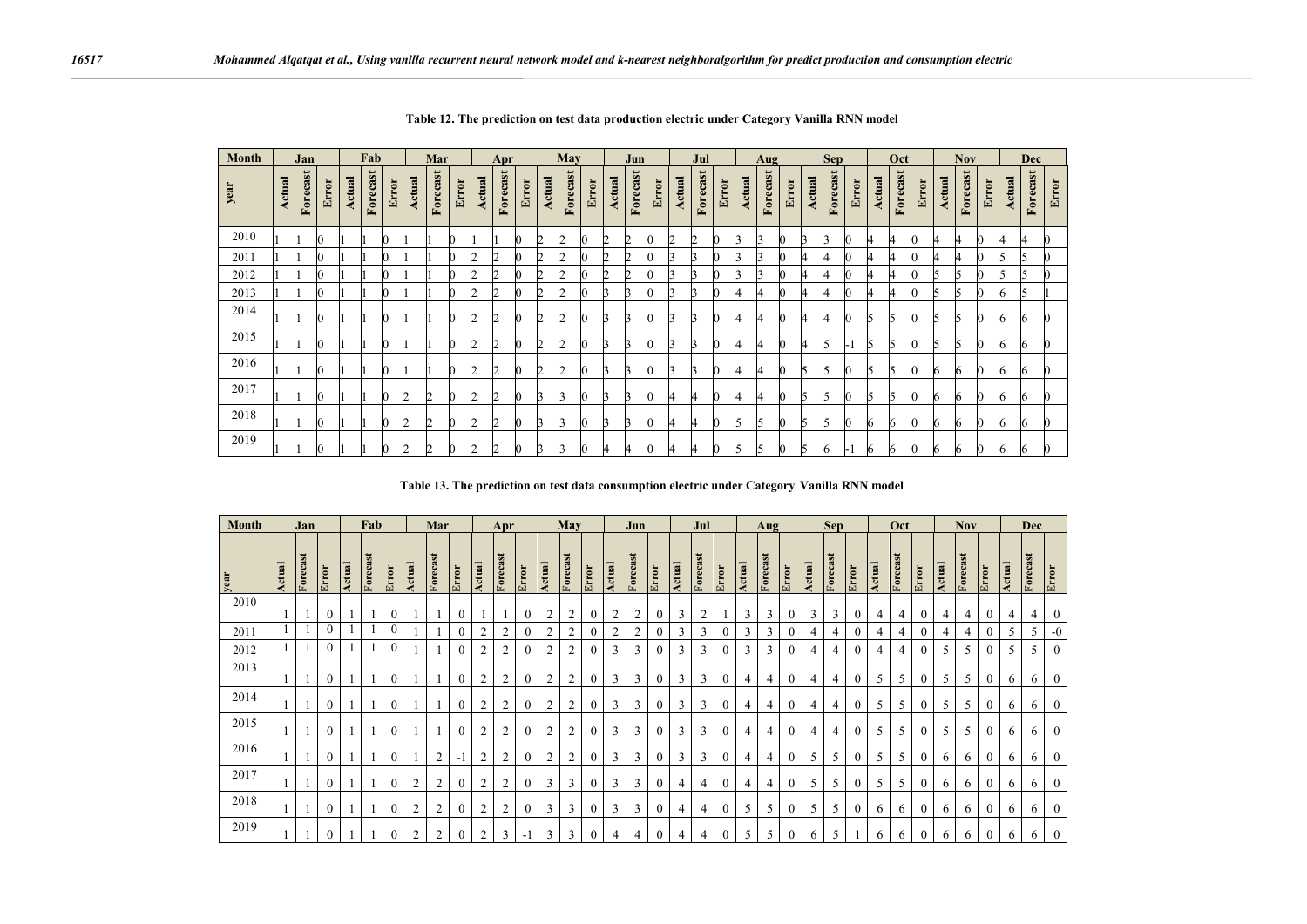**Table 12. The prediction on test data production electric under Category Vanilla RNN model**

| Month | Jan | | | Fab | | | Mar | | | Apr | | | May | | | Jun | | | Jul | | | Aug | | | Sep | | | Oct | | | Nov | | | Dec | | |
|---|---|---|---|---|---|---|---|---|---|---|---|---|---|---|---|---|---|---|---|---|---|---|---|---|---|---|---|---|---|---|---|---|---|---|---|---|
| year | Actual | Forecast | Error | Actual | Forecast | Error | Actual | Forecast | Error | Actual | Forecast | Error | Actual | Forecast | Error | Actual | Forecast | Error | Actual | Forecast | Error | Actual | Forecast | Error | Actual | Forecast | Error | Actual | Forecast | Error | Actual | Forecast | Error | Actual | Forecast | Error |
| 2010 | 1 | 1 | 0 | 1 | 1 | 0 | 1 | 1 | 0 | 1 | 1 | 0 | 2 | 2 | 0 | 2 | 2 | 0 | 2 | 2 | 0 | 3 | 3 | 0 | 3 | 3 | 0 | 4 | 4 | 0 | 4 | 4 | 0 | 4 | 4 | 0 |
| 2011 | 1 | 1 | 0 | 1 | 1 | 0 | 1 | 1 | 0 | 2 | 2 | 0 | 2 | 2 | 0 | 2 | 2 | 0 | 3 | 3 | 0 | 3 | 3 | 0 | 4 | 4 | 0 | 4 | 4 | 0 | 4 | 4 | 0 | 5 | 5 | 0 |
| 2012 | 1 | 1 | 0 | 1 | 1 | 0 | 1 | 1 | 0 | 2 | 2 | 0 | 2 | 2 | 0 | 2 | 2 | 0 | 3 | 3 | 0 | 3 | 3 | 0 | 4 | 4 | 0 | 4 | 4 | 0 | 5 | 5 | 0 | 5 | 5 | 0 |
| 2013 | 1 | 1 | 0 | 1 | 1 | 0 | 1 | 1 | 0 | 2 | 2 | 0 | 2 | 2 | 0 | 3 | 3 | 0 | 3 | 3 | 0 | 4 | 4 | 0 | 4 | 4 | 0 | 4 | 4 | 0 | 5 | 5 | 0 | 6 | 5 | 1 |
| 2014 | 1 | 1 | 0 | 1 | 1 | 0 | 1 | 1 | 0 | 2 | 2 | 0 | 2 | 2 | 0 | 3 | 3 | 0 | 3 | 3 | 0 | 4 | 4 | 0 | 4 | 4 | 0 | 5 | 5 | 0 | 5 | 5 | 0 | 6 | 6 | 0 |
| 2015 | 1 | 1 | 0 | 1 | 1 | 0 | 1 | 1 | 0 | 2 | 2 | 0 | 2 | 2 | 0 | 3 | 3 | 0 | 3 | 3 | 0 | 4 | 4 | 0 | 4 | 5 | -1 | 5 | 5 | 0 | 5 | 5 | 0 | 6 | 6 | 0 |
| 2016 | 1 | 1 | 0 | 1 | 1 | 0 | 1 | 1 | 0 | 2 | 2 | 0 | 2 | 2 | 0 | 3 | 3 | 0 | 3 | 3 | 0 | 4 | 4 | 0 | 5 | 5 | 0 | 5 | 5 | 0 | 6 | 6 | 0 | 6 | 6 | 0 |
| 2017 | 1 | 1 | 0 | 1 | 1 | 0 | 2 | 2 | 0 | 2 | 2 | 0 | 3 | 3 | 0 | 3 | 3 | 0 | 4 | 4 | 0 | 4 | 4 | 0 | 5 | 5 | 0 | 5 | 5 | 0 | 6 | 6 | 0 | 6 | 6 | 0 |
| 2018 | 1 | 1 | 0 | 1 | 1 | 0 | 2 | 2 | 0 | 2 | 2 | 0 | 3 | 3 | 0 | 3 | 3 | 0 | 4 | 4 | 0 | 5 | 5 | 0 | 5 | 5 | 0 | 6 | 6 | 0 | 6 | 6 | 0 | 6 | 6 | 0 |
| 2019 | 1 | 1 | 0 | 1 | 1 | 0 | 2 | 2 | 0 | 2 | 2 | 0 | 3 | 3 | 0 | 4 | 4 | 0 | 4 | 4 | 0 | 5 | 5 | 0 | 5 | 6 | -1 | 6 | 6 | 0 | 6 | 6 | 0 | 6 | 6 | 0 |

**Table 13. The prediction on test data consumption electric under Category Vanilla RNN model**

| Month | Jan | | | Fab | | | Mar | | | Apr | | | May | | | Jun | | | Jul | | | Aug | | | Sep | | | Oct | | | Nov | | | Dec | | |
|---|---|---|---|---|---|---|---|---|---|---|---|---|---|---|---|---|---|---|---|---|---|---|---|---|---|---|---|---|---|---|---|---|---|---|---|---|
| year | Actual | Forecast | Error | Actual | Forecast | Error | Actual | Forecast | Error | Actual | Forecast | Error | Actual | Forecast | Error | Actual | Forecast | Error | Actual | Forecast | Error | Actual | Forecast | Error | Actual | Forecast | Error | Actual | Forecast | Error | Actual | Forecast | Error | Actual | Forecast | Error |
| 2010 | 1 | 1 | 0 | 1 | 1 | 0 | 1 | 1 | 0 | 1 | 1 | 0 | 2 | 2 | 0 | 2 | 2 | 0 | 3 | 2 | 1 | 3 | 3 | 0 | 3 | 3 | 0 | 4 | 4 | 0 | 4 | 4 | 0 | 4 | 4 | 0 |
| 2011 | 1 | 1 | 0 | 1 | 1 | 0 | 1 | 1 | 0 | 2 | 2 | 0 | 2 | 2 | 0 | 2 | 2 | 0 | 3 | 3 | 0 | 3 | 3 | 0 | 4 | 4 | 0 | 4 | 4 | 0 | 4 | 4 | 0 | 5 | 5 | -0 |
| 2012 | 1 | 1 | 0 | 1 | 1 | 0 | 1 | 1 | 0 | 2 | 2 | 0 | 2 | 2 | 0 | 3 | 3 | 0 | 3 | 3 | 0 | 3 | 3 | 0 | 4 | 4 | 0 | 4 | 4 | 0 | 5 | 5 | 0 | 5 | 5 | 0 |
| 2013 | 1 | 1 | 0 | 1 | 1 | 0 | 1 | 1 | 0 | 2 | 2 | 0 | 2 | 2 | 0 | 3 | 3 | 0 | 3 | 3 | 0 | 4 | 4 | 0 | 4 | 4 | 0 | 5 | 5 | 0 | 5 | 5 | 0 | 6 | 6 | 0 |
| 2014 | 1 | 1 | 0 | 1 | 1 | 0 | 1 | 1 | 0 | 2 | 2 | 0 | 2 | 2 | 0 | 3 | 3 | 0 | 3 | 3 | 0 | 4 | 4 | 0 | 4 | 4 | 0 | 5 | 5 | 0 | 5 | 5 | 0 | 6 | 6 | 0 |
| 2015 | 1 | 1 | 0 | 1 | 1 | 0 | 1 | 1 | 0 | 2 | 2 | 0 | 2 | 2 | 0 | 3 | 3 | 0 | 3 | 3 | 0 | 4 | 4 | 0 | 4 | 4 | 0 | 5 | 5 | 0 | 5 | 5 | 0 | 6 | 6 | 0 |
| 2016 | 1 | 1 | 0 | 1 | 1 | 0 | 1 | 2 | -1 | 2 | 2 | 0 | 2 | 2 | 0 | 3 | 3 | 0 | 3 | 3 | 0 | 4 | 4 | 0 | 5 | 5 | 0 | 5 | 5 | 0 | 6 | 6 | 0 | 6 | 6 | 0 |
| 2017 | 1 | 1 | 0 | 1 | 1 | 0 | 2 | 2 | 0 | 2 | 2 | 0 | 3 | 3 | 0 | 3 | 3 | 0 | 4 | 4 | 0 | 4 | 4 | 0 | 5 | 5 | 0 | 5 | 5 | 0 | 6 | 6 | 0 | 6 | 6 | 0 |
| 2018 | 1 | 1 | 0 | 1 | 1 | 0 | 2 | 2 | 0 | 2 | 2 | 0 | 3 | 3 | 0 | 3 | 3 | 0 | 4 | 4 | 0 | 5 | 5 | 0 | 5 | 5 | 0 | 6 | 6 | 0 | 6 | 6 | 0 | 6 | 6 | 0 |
| 2019 | 1 | 1 | 0 | 1 | 1 | 0 | 2 | 2 | 0 | 2 | 3 | -1 | 3 | 3 | 0 | 4 | 4 | 0 | 4 | 4 | 0 | 5 | 5 | 0 | 6 | 5 | 1 | 6 | 6 | 0 | 6 | 6 | 0 | 6 | 6 | 0 |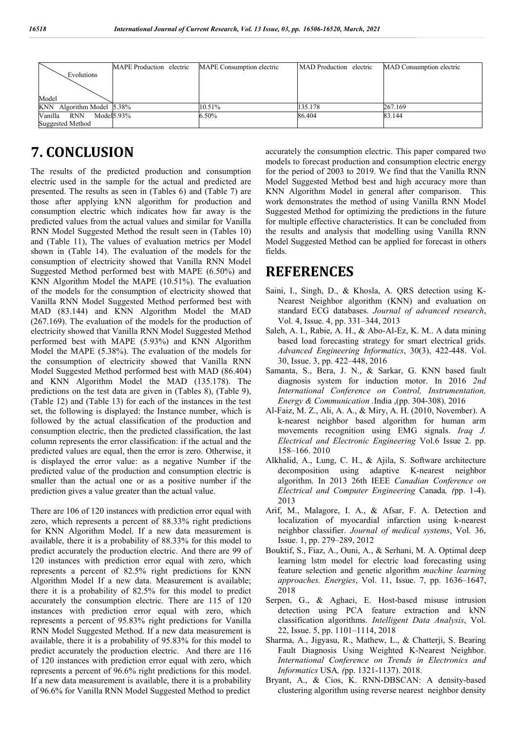| Evolutions / Model | MAPE Production electric | MAPE Consumption electric | MAD Production electric | MAD Consumption electric |
|---|---|---|---|---|
| KNN Algorithm Model | 5.38% | 10.51% | 135.178 | 267.169 |
| Vanilla RNN Model Suggested Method | 5.93% | 6.50% | 86.404 | 83.144 |

# 7. CONCLUSION

The results of the predicted production and consumption electric used in the sample for the actual and predicted are presented. The results as seen in (Tables 6) and (Table 7) are those after applying kNN algorithm for production and consumption electric which indicates how far away is the predicted values from the actual values and similar for Vanilla RNN Model Suggested Method the result seen in (Tables 10) and (Table 11), The values of evaluation metrics per Model shown in (Table 14). The evaluation of the models for the consumption of electricity showed that Vanilla RNN Model Suggested Method performed best with MAPE (6.50%) and KNN Algorithm Model the MAPE (10.51%). The evaluation of the models for the consumption of electricity showed that Vanilla RNN Model Suggested Method performed best with MAD (83.144) and KNN Algorithm Model the MAD (267.169). The evaluation of the models for the production of electricity showed that Vanilla RNN Model Suggested Method performed best with MAPE (5.93%) and KNN Algorithm Model the MAPE (5.38%). The evaluation of the models for the consumption of electricity showed that Vanilla RNN Model Suggested Method performed best with MAD (86.404) and KNN Algorithm Model the MAD (135.178). The predictions on the test data are given in (Tables 8), (Table 9), (Table 12) and (Table 13) for each of the instances in the test set, the following is displayed: the Instance number, which is followed by the actual classification of the production and consumption electric, then the predicted classification, the last column represents the error classification: if the actual and the predicted values are equal, then the error is zero. Otherwise, it is displayed the error value: as a negative Number if the predicted value of the production and consumption electric is smaller than the actual one or as a positive number if the prediction gives a value greater than the actual value.

There are 106 of 120 instances with prediction error equal with zero, which represents a percent of 88.33% right predictions for KNN Algorithm Model. If a new data measurement is available, there it is a probability of 88.33% for this model to predict accurately the production electric. And there are 99 of 120 instances with prediction error equal with zero, which represents a percent of 82.5% right predictions for KNN Algorithm Model If a new data. Measurement is available; there it is a probability of 82.5% for this model to predict accurately the consumption electric. There are 115 of 120 instances with prediction error equal with zero, which represents a percent of 95.83% right predictions for Vanilla RNN Model Suggested Method. If a new data measurement is available, there it is a probability of 95.83% for this model to predict accurately the production electric. And there are 116 of 120 instances with prediction error equal with zero, which represents a percent of 96.6% right predictions for this model. If a new data measurement is available, there it is a probability of 96.6% for Vanilla RNN Model Suggested Method to predict accurately the consumption electric. This paper compared two models to forecast production and consumption electric energy for the period of 2003 to 2019. We find that the Vanilla RNN Model Suggested Method best and high accuracy more than KNN Algorithm Model in general after comparison. This work demonstrates the method of using Vanilla RNN Model Suggested Method for optimizing the predictions in the future for multiple effective characteristics. It can be concluded from the results and analysis that modelling using Vanilla RNN Model Suggested Method can be applied for forecast in others fields.

# REFERENCES

Saini, I., Singh, D., & Khosla, A. QRS detection using K-Nearest Neighbor algorithm (KNN) and evaluation on standard ECG databases. *Journal of advanced research*, Vol. 4, Issue. 4, pp. 331–344, 2013

Saleh, A. I., Rabie, A. H., & Abo-Al-Ez, K. M.. A data mining based load forecasting strategy for smart electrical grids. *Advanced Engineering Informatics*, 30(3), 422-448. Vol. 30, Issue. 3, pp. 422–448, 2016

Samanta, S., Bera, J. N., & Sarkar, G. KNN based fault diagnosis system for induction motor. In 2016 *2nd International Conference on Control, Instrumentation, Energy & Communication* .India ,(pp. 304-308). 2016

Al-Faiz, M. Z., Ali, A. A., & Miry, A. H. (2010, November). A k-nearest neighbor based algorithm for human arm movements recognition using EMG signals. *Iraq J. Electrical and Electronic Engineering* Vol.6 Issue 2. pp. 158–166. 2010

Alkhalid, A., Lung, C. H., & Ajila, S. Software architecture decomposition using adaptive K-nearest neighbor algorithm. In 2013 26th IEEE *Canadian Conference on Electrical and Computer Engineering* Canada*, (*pp. 1-4). 2013

Arif, M., Malagore, I. A., & Afsar, F. A. Detection and localization of myocardial infarction using k-nearest neighbor classifier. *Journal of medical systems*, Vol. 36, Issue. 1, pp. 279–289, 2012

Bouktif, S., Fiaz, A., Ouni, A., & Serhani, M. A. Optimal deep learning lstm model for electric load forecasting using feature selection and genetic algorithm *machine learning approaches. Energies*, Vol. 11, Issue. 7, pp. 1636–1647, 2018

Serpen, G., & Aghaei, E. Host-based misuse intrusion detection using PCA feature extraction and kNN classification algorithms. *Intelligent Data Analysis*, Vol. 22, Issue. 5, pp. 1101–1114, 2018

Sharma, A., Jigyasu, R., Mathew, L., & Chatterji, S. Bearing Fault Diagnosis Using Weighted K-Nearest Neighbor. *International Conference on Trends in Electronics and Informatics* USA*, (*pp. 1321-1137). 2018.

Bryant, A., & Cios, K. RNN-DBSCAN: A density-based clustering algorithm using reverse nearest neighbor density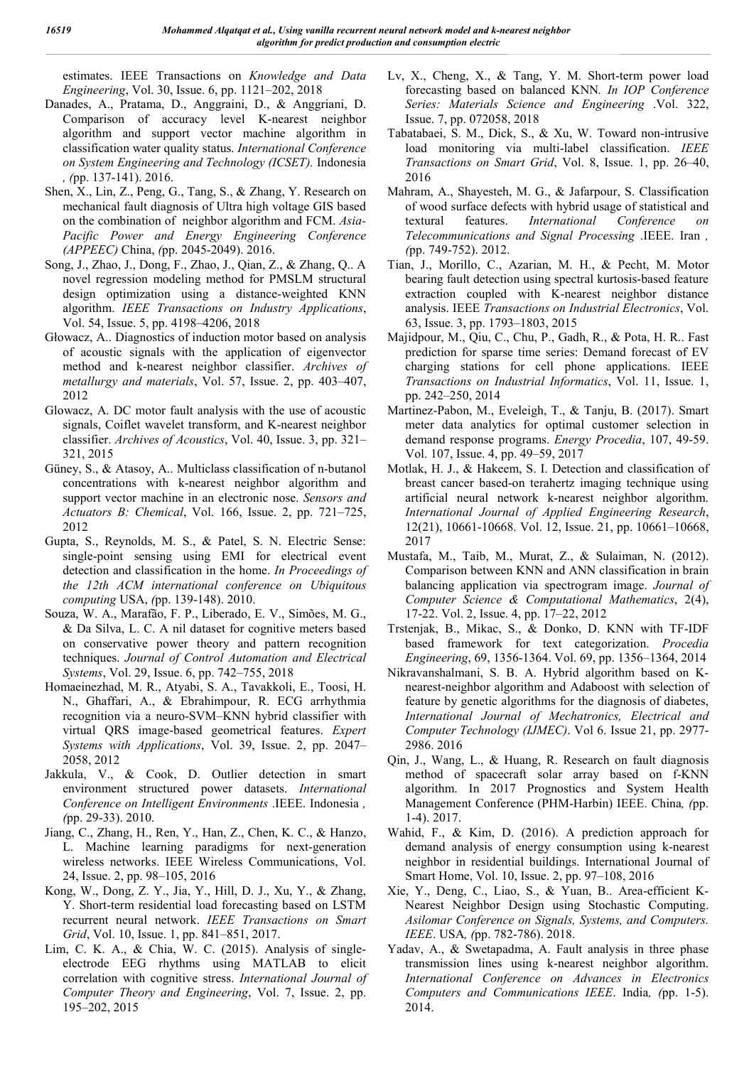estimates. IEEE Transactions on *Knowledge and Data Engineering*, Vol. 30, Issue. 6, pp. 1121–202, 2018

Danades, A., Pratama, D., Anggraini, D., & Anggriani, D. Comparison of accuracy level K-nearest neighbor algorithm and support vector machine algorithm in classification water quality status. *International Conference on System Engineering and Technology (ICSET).* Indonesia *, (*pp. 137-141). 2016.

Shen, X., Lin, Z., Peng, G., Tang, S., & Zhang, Y. Research on mechanical fault diagnosis of Ultra high voltage GIS based on the combination of neighbor algorithm and FCM. *Asia-Pacific Power and Energy Engineering Conference (APPEEC)* China, *(*pp. 2045-2049). 2016.

Song, J., Zhao, J., Dong, F., Zhao, J., Qian, Z., & Zhang, Q.. A novel regression modeling method for PMSLM structural design optimization using a distance-weighted KNN algorithm. *IEEE Transactions on Industry Applications*, Vol. 54, Issue. 5, pp. 4198–4206, 2018

Głowacz, A.. Diagnostics of induction motor based on analysis of acoustic signals with the application of eigenvector method and k-nearest neighbor classifier. *Archives of metallurgy and materials*, Vol. 57, Issue. 2, pp. 403–407, 2012

Glowacz, A. DC motor fault analysis with the use of acoustic signals, Coiflet wavelet transform, and K-nearest neighbor classifier. *Archives of Acoustics*, Vol. 40, Issue. 3, pp. 321–321, 2015

Güney, S., & Atasoy, A.. Multiclass classification of n-butanol concentrations with k-nearest neighbor algorithm and support vector machine in an electronic nose. *Sensors and Actuators B: Chemical*, Vol. 166, Issue. 2, pp. 721–725, 2012

Gupta, S., Reynolds, M. S., & Patel, S. N. Electric Sense: single-point sensing using EMI for electrical event detection and classification in the home. *In Proceedings of the 12th ACM international conference on Ubiquitous computing* USA, *(*pp. 139-148). 2010.

Souza, W. A., Marafão, F. P., Liberado, E. V., Simões, M. G., & Da Silva, L. C. A nil dataset for cognitive meters based on conservative power theory and pattern recognition techniques. *Journal of Control Automation and Electrical Systems*, Vol. 29, Issue. 6, pp. 742–755, 2018

Homaeinezhad, M. R., Atyabi, S. A., Tavakkoli, E., Toosi, H. N., Ghaffari, A., & Ebrahimpour, R. ECG arrhythmia recognition via a neuro-SVM–KNN hybrid classifier with virtual QRS image-based geometrical features. *Expert Systems with Applications*, Vol. 39, Issue. 2, pp. 2047–2058, 2012

Jakkula, V., & Cook, D. Outlier detection in smart environment structured power datasets. *International Conference on Intelligent Environments* .IEEE. Indonesia *, (*pp. 29-33). 2010.

Jiang, C., Zhang, H., Ren, Y., Han, Z., Chen, K. C., & Hanzo, L. Machine learning paradigms for next-generation wireless networks. IEEE Wireless Communications, Vol. 24, Issue. 2, pp. 98–105, 2016

Kong, W., Dong, Z. Y., Jia, Y., Hill, D. J., Xu, Y., & Zhang, Y. Short-term residential load forecasting based on LSTM recurrent neural network. *IEEE Transactions on Smart Grid*, Vol. 10, Issue. 1, pp. 841–851, 2017.

Lim, C. K. A., & Chia, W. C. (2015). Analysis of single-electrode EEG rhythms using MATLAB to elicit correlation with cognitive stress. *International Journal of Computer Theory and Engineering*, Vol. 7, Issue. 2, pp. 195–202, 2015

Lv, X., Cheng, X., & Tang, Y. M. Short-term power load forecasting based on balanced KNN*. In IOP Conference Series: Materials Science and Engineering* .Vol. 322, Issue. 7, pp. 072058, 2018

Tabatabaei, S. M., Dick, S., & Xu, W. Toward non-intrusive load monitoring via multi-label classification. *IEEE Transactions on Smart Grid*, Vol. 8, Issue. 1, pp. 26–40, 2016

Mahram, A., Shayesteh, M. G., & Jafarpour, S. Classification of wood surface defects with hybrid usage of statistical and textural features. *International Conference on Telecommunications and Signal Processing* .IEEE. Iran *, (*pp. 749-752). 2012.

Tian, J., Morillo, C., Azarian, M. H., & Pecht, M. Motor bearing fault detection using spectral kurtosis-based feature extraction coupled with K-nearest neighbor distance analysis. IEEE *Transactions on Industrial Electronics*, Vol. 63, Issue. 3, pp. 1793–1803, 2015

Majidpour, M., Qiu, C., Chu, P., Gadh, R., & Pota, H. R.. Fast prediction for sparse time series: Demand forecast of EV charging stations for cell phone applications. IEEE *Transactions on Industrial Informatics*, Vol. 11, Issue. 1, pp. 242–250, 2014

Martinez-Pabon, M., Eveleigh, T., & Tanju, B. (2017). Smart meter data analytics for optimal customer selection in demand response programs. *Energy Procedia*, 107, 49-59. Vol. 107, Issue. 4, pp. 49–59, 2017

Motlak, H. J., & Hakeem, S. I. Detection and classification of breast cancer based-on terahertz imaging technique using artificial neural network k-nearest neighbor algorithm. *International Journal of Applied Engineering Research*, 12(21), 10661-10668. Vol. 12, Issue. 21, pp. 10661–10668, 2017

Mustafa, M., Taib, M., Murat, Z., & Sulaiman, N. (2012). Comparison between KNN and ANN classification in brain balancing application via spectrogram image. *Journal of Computer Science & Computational Mathematics*, 2(4), 17-22. Vol. 2, Issue. 4, pp. 17–22, 2012

Trstenjak, B., Mikac, S., & Donko, D. KNN with TF-IDF based framework for text categorization. *Procedia Engineering*, 69, 1356-1364. Vol. 69, pp. 1356–1364, 2014

Nikravanshalmani, S. B. A. Hybrid algorithm based on K-nearest-neighbor algorithm and Adaboost with selection of feature by genetic algorithms for the diagnosis of diabetes, *International Journal of Mechatronics, Electrical and Computer Technology (IJMEC)*. Vol 6. Issue 21, pp. 2977-2986. 2016

Qin, J., Wang, L., & Huang, R. Research on fault diagnosis method of spacecraft solar array based on f-KNN algorithm. In 2017 Prognostics and System Health Management Conference (PHM-Harbin) IEEE. China*, (*pp. 1-4). 2017.

Wahid, F., & Kim, D. (2016). A prediction approach for demand analysis of energy consumption using k-nearest neighbor in residential buildings. International Journal of Smart Home, Vol. 10, Issue. 2, pp. 97–108, 2016

Xie, Y., Deng, C., Liao, S., & Yuan, B.. Area-efficient K-Nearest Neighbor Design using Stochastic Computing. *Asilomar Conference on Signals, Systems, and Computers. IEEE*. USA*, (*pp. 782-786). 2018.

Yadav, A., & Swetapadma, A. Fault analysis in three phase transmission lines using k-nearest neighbor algorithm. *International Conference on Advances in Electronics Computers and Communications IEEE*. India*, (*pp. 1-5). 2014.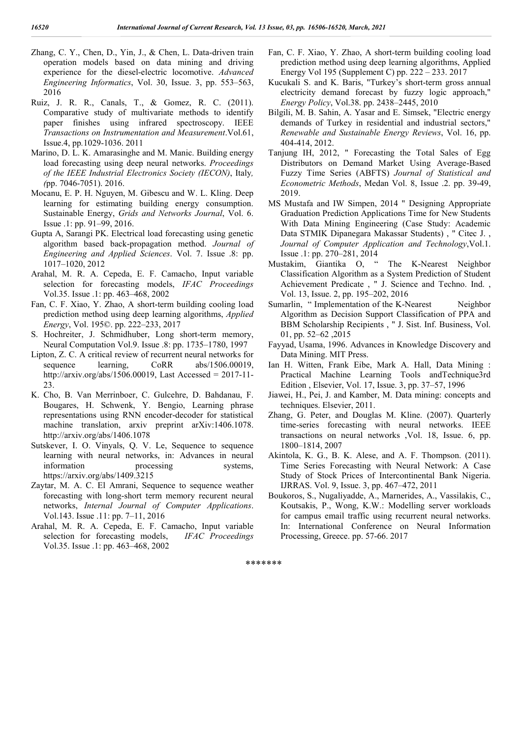Zhang, C. Y., Chen, D., Yin, J., & Chen, L. Data-driven train operation models based on data mining and driving experience for the diesel-electric locomotive. *Advanced Engineering Informatics*, Vol. 30, Issue. 3, pp. 553–563, 2016

Ruiz, J. R. R., Canals, T., & Gomez, R. C. (2011). Comparative study of multivariate methods to identify paper finishes using infrared spectroscopy. IEEE *Transactions on Instrumentation and Measurement*.Vol.61, Issue.4, pp.1029-1036. 2011

Marino, D. L. K. Amarasinghe and M. Manic. Building energy load forecasting using deep neural networks. *Proceedings of the IEEE Industrial Electronics Society (IECON)*, Italy, *(*pp. 7046-7051). 2016.

Mocanu, E. P. H. Nguyen, M. Gibescu and W. L. Kling. Deep learning for estimating building energy consumption. Sustainable Energy, *Grids and Networks Journal*, Vol. 6. Issue .1: pp. 91–99, 2016.

Gupta A, Sarangi PK. Electrical load forecasting using genetic algorithm based back-propagation method. *Journal of Engineering and Applied Sciences*. Vol. 7. Issue .8: pp. 1017–1020, 2012

Arahal, M. R. A. Cepeda, E. F. Camacho, Input variable selection for forecasting models, *IFAC Proceedings* Vol.35. Issue .1: pp. 463–468, 2002

Fan, C. F. Xiao, Y. Zhao, A short-term building cooling load prediction method using deep learning algorithms, *Applied Energy*, Vol. 195©. pp. 222–233, 2017

S. Hochreiter, J. Schmidhuber, Long short-term memory, Neural Computation Vol.9. Issue .8: pp. 1735–1780, 1997

Lipton, Z. C. A critical review of recurrent neural networks for sequence learning, CoRR abs/1506.00019, http://arxiv.org/abs/1506.00019, Last Accessed = 2017-11-23.

K. Cho, B. Van Merrinboer, C. Gulcehre, D. Bahdanau, F. Bougares, H. Schwenk, Y. Bengio, Learning phrase representations using RNN encoder-decoder for statistical machine translation, arxiv preprint arXiv:1406.1078. http://arxiv.org/abs/1406.1078

Sutskever, I. O. Vinyals, Q. V. Le, Sequence to sequence learning with neural networks, in: Advances in neural information processing systems, https://arxiv.org/abs/1409.3215

Zaytar, M. A. C. El Amrani, Sequence to sequence weather forecasting with long-short term memory recurent neural networks, *Internal Journal of Computer Applications*. Vol.143. Issue .11: pp. 7–11, 2016

Arahal, M. R. A. Cepeda, E. F. Camacho, Input variable selection for forecasting models, *IFAC Proceedings* Vol.35. Issue .1: pp. 463–468, 2002

Fan, C. F. Xiao, Y. Zhao, A short-term building cooling load prediction method using deep learning algorithms, Applied Energy Vol 195 (Supplement C) pp. 222 – 233. 2017

Kucukali S. and K. Baris, "Turkey's short-term gross annual electricity demand forecast by fuzzy logic approach," *Energy Policy*, Vol.38. pp. 2438–2445, 2010

Bilgili, M. B. Sahin, A. Yasar and E. Simsek, "Electric energy demands of Turkey in residential and industrial sectors," *Renewable and Sustainable Energy Reviews*, Vol. 16, pp. 404-414, 2012.

Tanjung IH, 2012, " Forecasting the Total Sales of Egg Distributors on Demand Market Using Average-Based Fuzzy Time Series (ABFTS) *Journal of Statistical and Econometric Methods*, Medan Vol. 8, Issue .2. pp. 39-49, 2019.

MS Mustafa and IW Simpen, 2014 " Designing Appropriate Graduation Prediction Applications Time for New Students With Data Mining Engineering (Case Study: Academic Data STMIK Dipanegara Makassar Students) , " Citec J. , *Journal of Computer Application and Technology*,Vol.1. Issue .1: pp. 270–281, 2014

Mustakim, Giantika O, " The K-Nearest Neighbor Classification Algorithm as a System Prediction of Student Achievement Predicate , " J. Science and Techno. Ind. , Vol. 13, Issue. 2, pp. 195–202, 2016

Sumarlin, " Implementation of the K-Nearest Neighbor Algorithm as Decision Support Classification of PPA and BBM Scholarship Recipients , " J. Sist. Inf. Business, Vol. 01, pp. 52–62 ,2015

Fayyad, Usama, 1996. Advances in Knowledge Discovery and Data Mining. MIT Press.

Ian H. Witten, Frank Eibe, Mark A. Hall, Data Mining : Practical Machine Learning Tools andTechnique3rd Edition , Elsevier, Vol. 17, Issue. 3, pp. 37–57, 1996

Jiawei, H., Pei, J. and Kamber, M. Data mining: concepts and techniques. Elsevier, 2011.

Zhang, G. Peter, and Douglas M. Kline. (2007). Quarterly time-series forecasting with neural networks. IEEE transactions on neural networks ,Vol. 18, Issue. 6, pp. 1800–1814, 2007

Akintola, K. G., B. K. Alese, and A. F. Thompson. (2011). Time Series Forecasting with Neural Network: A Case Study of Stock Prices of Intercontinental Bank Nigeria. IJRRAS. Vol. 9, Issue. 3, pp. 467–472, 2011

Boukoros, S., Nugaliyadde, A., Marnerides, A., Vassilakis, C., Koutsakis, P., Wong, K.W.: Modelling server workloads for campus email traffic using recurrent neural networks. In: International Conference on Neural Information Processing, Greece. pp. 57-66. 2017

*******